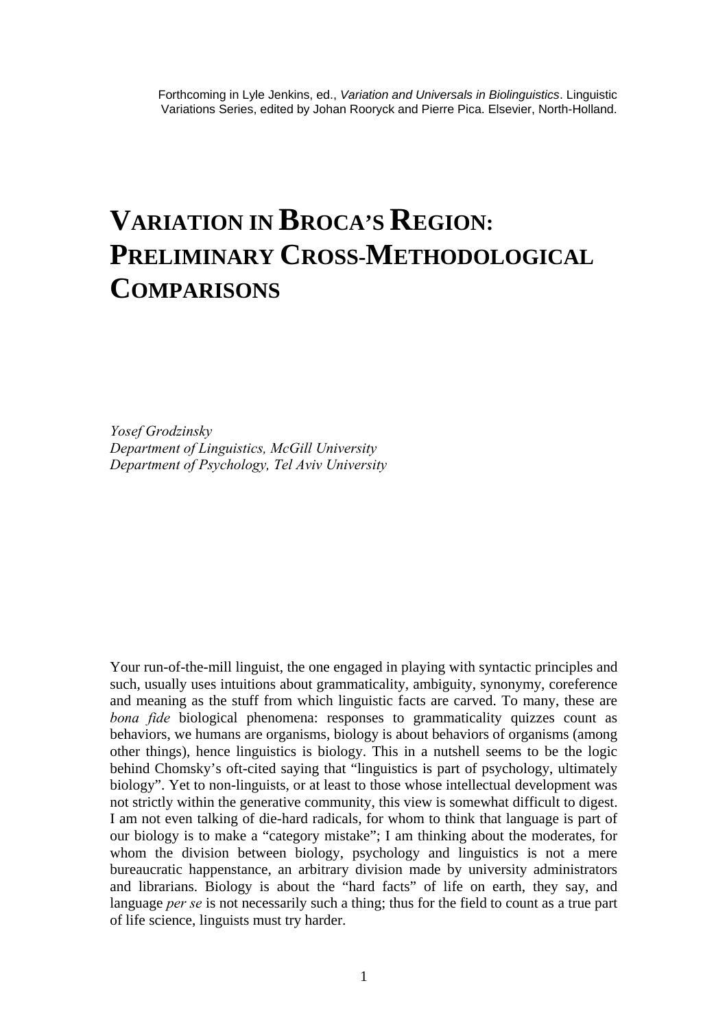Forthcoming in Lyle Jenkins, ed., *Variation and Universals in Biolinguistics*. Linguistic Variations Series, edited by Johan Rooryck and Pierre Pica. Elsevier, North-Holland.

# VARIATION IN BROCA'S REGION: PRELIMINARY CROSS-METHODOLOGICAL COMPARISONS

*Yosef Grodzinsky*
*Department of Linguistics, McGill University*
*Department of Psychology, Tel Aviv University*

Your run-of-the-mill linguist, the one engaged in playing with syntactic principles and such, usually uses intuitions about grammaticality, ambiguity, synonymy, coreference and meaning as the stuff from which linguistic facts are carved. To many, these are *bona fide* biological phenomena: responses to grammaticality quizzes count as behaviors, we humans are organisms, biology is about behaviors of organisms (among other things), hence linguistics is biology. This in a nutshell seems to be the logic behind Chomsky's oft-cited saying that "linguistics is part of psychology, ultimately biology". Yet to non-linguists, or at least to those whose intellectual development was not strictly within the generative community, this view is somewhat difficult to digest. I am not even talking of die-hard radicals, for whom to think that language is part of our biology is to make a "category mistake"; I am thinking about the moderates, for whom the division between biology, psychology and linguistics is not a mere bureaucratic happenstance, an arbitrary division made by university administrators and librarians. Biology is about the "hard facts" of life on earth, they say, and language *per se* is not necessarily such a thing; thus for the field to count as a true part of life science, linguists must try harder.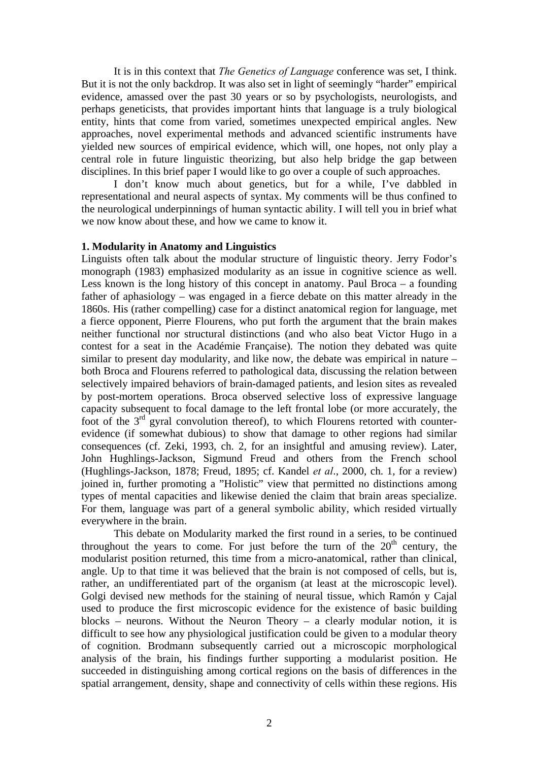It is in this context that *The Genetics of Language* conference was set, I think. But it is not the only backdrop. It was also set in light of seemingly "harder" empirical evidence, amassed over the past 30 years or so by psychologists, neurologists, and perhaps geneticists, that provides important hints that language is a truly biological entity, hints that come from varied, sometimes unexpected empirical angles. New approaches, novel experimental methods and advanced scientific instruments have yielded new sources of empirical evidence, which will, one hopes, not only play a central role in future linguistic theorizing, but also help bridge the gap between disciplines. In this brief paper I would like to go over a couple of such approaches.

I don't know much about genetics, but for a while, I've dabbled in representational and neural aspects of syntax. My comments will be thus confined to the neurological underpinnings of human syntactic ability. I will tell you in brief what we now know about these, and how we came to know it.

**1. Modularity in Anatomy and Linguistics**

Linguists often talk about the modular structure of linguistic theory. Jerry Fodor's monograph (1983) emphasized modularity as an issue in cognitive science as well. Less known is the long history of this concept in anatomy. Paul Broca – a founding father of aphasiology – was engaged in a fierce debate on this matter already in the 1860s. His (rather compelling) case for a distinct anatomical region for language, met a fierce opponent, Pierre Flourens, who put forth the argument that the brain makes neither functional nor structural distinctions (and who also beat Victor Hugo in a contest for a seat in the Académie Française). The notion they debated was quite similar to present day modularity, and like now, the debate was empirical in nature – both Broca and Flourens referred to pathological data, discussing the relation between selectively impaired behaviors of brain-damaged patients, and lesion sites as revealed by post-mortem operations. Broca observed selective loss of expressive language capacity subsequent to focal damage to the left frontal lobe (or more accurately, the foot of the 3rd gyral convolution thereof), to which Flourens retorted with counter-evidence (if somewhat dubious) to show that damage to other regions had similar consequences (cf. Zeki, 1993, ch. 2, for an insightful and amusing review). Later, John Hughlings-Jackson, Sigmund Freud and others from the French school (Hughlings-Jackson, 1878; Freud, 1895; cf. Kandel *et al*., 2000, ch. 1, for a review) joined in, further promoting a "Holistic" view that permitted no distinctions among types of mental capacities and likewise denied the claim that brain areas specialize. For them, language was part of a general symbolic ability, which resided virtually everywhere in the brain.

This debate on Modularity marked the first round in a series, to be continued throughout the years to come. For just before the turn of the 20th century, the modularist position returned, this time from a micro-anatomical, rather than clinical, angle. Up to that time it was believed that the brain is not composed of cells, but is, rather, an undifferentiated part of the organism (at least at the microscopic level). Golgi devised new methods for the staining of neural tissue, which Ramón y Cajal used to produce the first microscopic evidence for the existence of basic building blocks – neurons. Without the Neuron Theory – a clearly modular notion, it is difficult to see how any physiological justification could be given to a modular theory of cognition. Brodmann subsequently carried out a microscopic morphological analysis of the brain, his findings further supporting a modularist position. He succeeded in distinguishing among cortical regions on the basis of differences in the spatial arrangement, density, shape and connectivity of cells within these regions. His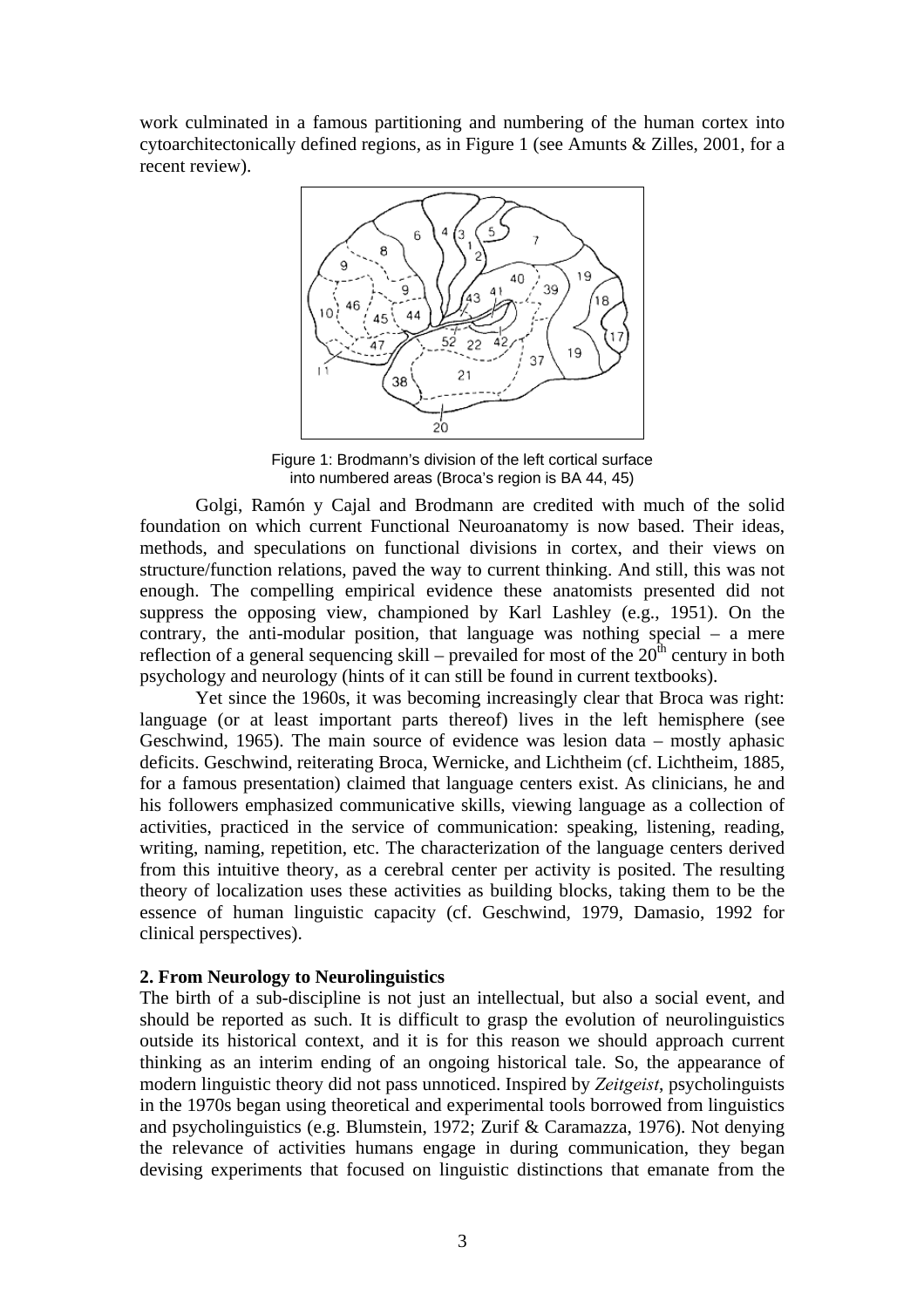work culminated in a famous partitioning and numbering of the human cortex into cytoarchitectonically defined regions, as in Figure 1 (see Amunts & Zilles, 2001, for a recent review).

Figure 1: Brodmann's division of the left cortical surface into numbered areas (Broca's region is BA 44, 45)

Golgi, Ramón y Cajal and Brodmann are credited with much of the solid foundation on which current Functional Neuroanatomy is now based. Their ideas, methods, and speculations on functional divisions in cortex, and their views on structure/function relations, paved the way to current thinking. And still, this was not enough. The compelling empirical evidence these anatomists presented did not suppress the opposing view, championed by Karl Lashley (e.g., 1951). On the contrary, the anti-modular position, that language was nothing special – a mere reflection of a general sequencing skill – prevailed for most of the 20th century in both psychology and neurology (hints of it can still be found in current textbooks).

Yet since the 1960s, it was becoming increasingly clear that Broca was right: language (or at least important parts thereof) lives in the left hemisphere (see Geschwind, 1965). The main source of evidence was lesion data – mostly aphasic deficits. Geschwind, reiterating Broca, Wernicke, and Lichtheim (cf. Lichtheim, 1885, for a famous presentation) claimed that language centers exist. As clinicians, he and his followers emphasized communicative skills, viewing language as a collection of activities, practiced in the service of communication: speaking, listening, reading, writing, naming, repetition, etc. The characterization of the language centers derived from this intuitive theory, as a cerebral center per activity is posited. The resulting theory of localization uses these activities as building blocks, taking them to be the essence of human linguistic capacity (cf. Geschwind, 1979, Damasio, 1992 for clinical perspectives).

## 2. From Neurology to Neurolinguistics

The birth of a sub-discipline is not just an intellectual, but also a social event, and should be reported as such. It is difficult to grasp the evolution of neurolinguistics outside its historical context, and it is for this reason we should approach current thinking as an interim ending of an ongoing historical tale. So, the appearance of modern linguistic theory did not pass unnoticed. Inspired by *Zeitgeist*, psycholinguists in the 1970s began using theoretical and experimental tools borrowed from linguistics and psycholinguistics (e.g. Blumstein, 1972; Zurif & Caramazza, 1976). Not denying the relevance of activities humans engage in during communication, they began devising experiments that focused on linguistic distinctions that emanate from the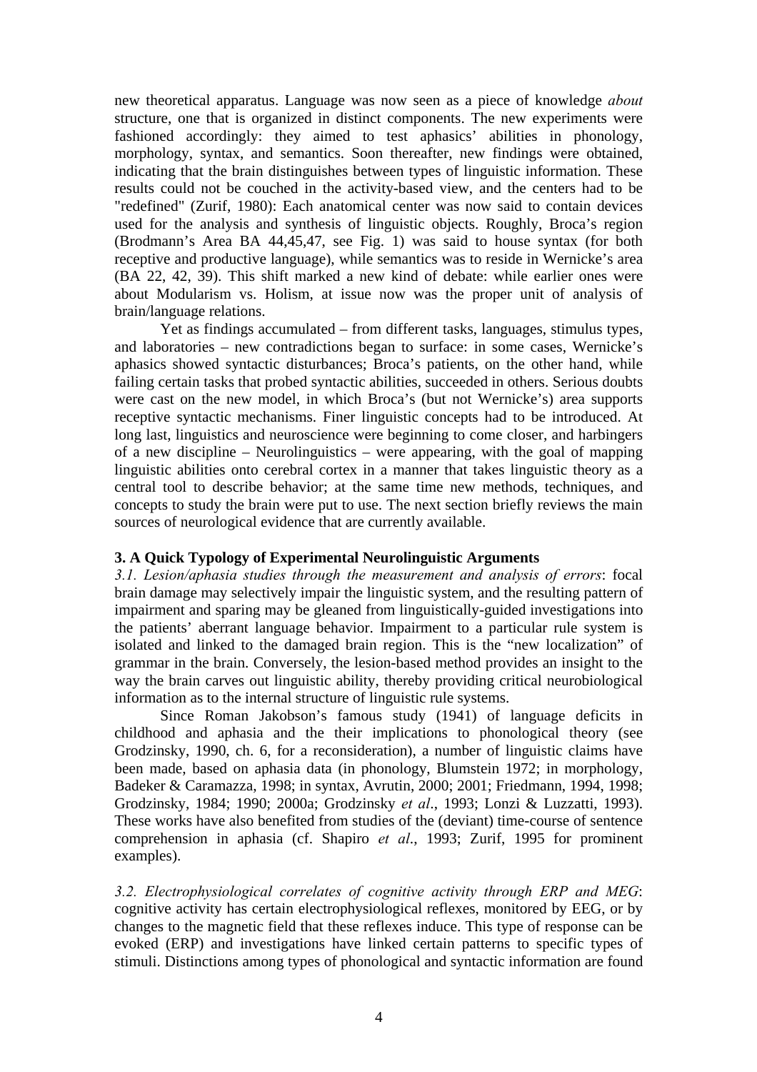new theoretical apparatus. Language was now seen as a piece of knowledge *about* structure, one that is organized in distinct components. The new experiments were fashioned accordingly: they aimed to test aphasics' abilities in phonology, morphology, syntax, and semantics. Soon thereafter, new findings were obtained, indicating that the brain distinguishes between types of linguistic information. These results could not be couched in the activity-based view, and the centers had to be "redefined" (Zurif, 1980): Each anatomical center was now said to contain devices used for the analysis and synthesis of linguistic objects. Roughly, Broca's region (Brodmann's Area BA 44,45,47, see Fig. 1) was said to house syntax (for both receptive and productive language), while semantics was to reside in Wernicke's area (BA 22, 42, 39). This shift marked a new kind of debate: while earlier ones were about Modularism vs. Holism, at issue now was the proper unit of analysis of brain/language relations.

Yet as findings accumulated – from different tasks, languages, stimulus types, and laboratories – new contradictions began to surface: in some cases, Wernicke's aphasics showed syntactic disturbances; Broca's patients, on the other hand, while failing certain tasks that probed syntactic abilities, succeeded in others. Serious doubts were cast on the new model, in which Broca's (but not Wernicke's) area supports receptive syntactic mechanisms. Finer linguistic concepts had to be introduced. At long last, linguistics and neuroscience were beginning to come closer, and harbingers of a new discipline – Neurolinguistics – were appearing, with the goal of mapping linguistic abilities onto cerebral cortex in a manner that takes linguistic theory as a central tool to describe behavior; at the same time new methods, techniques, and concepts to study the brain were put to use. The next section briefly reviews the main sources of neurological evidence that are currently available.

### 3. A Quick Typology of Experimental Neurolinguistic Arguments

*3.1. Lesion/aphasia studies through the measurement and analysis of errors*: focal brain damage may selectively impair the linguistic system, and the resulting pattern of impairment and sparing may be gleaned from linguistically-guided investigations into the patients' aberrant language behavior. Impairment to a particular rule system is isolated and linked to the damaged brain region. This is the "new localization" of grammar in the brain. Conversely, the lesion-based method provides an insight to the way the brain carves out linguistic ability, thereby providing critical neurobiological information as to the internal structure of linguistic rule systems.

Since Roman Jakobson's famous study (1941) of language deficits in childhood and aphasia and the their implications to phonological theory (see Grodzinsky, 1990, ch. 6, for a reconsideration), a number of linguistic claims have been made, based on aphasia data (in phonology, Blumstein 1972; in morphology, Badeker & Caramazza, 1998; in syntax, Avrutin, 2000; 2001; Friedmann, 1994, 1998; Grodzinsky, 1984; 1990; 2000a; Grodzinsky *et al*., 1993; Lonzi & Luzzatti, 1993). These works have also benefited from studies of the (deviant) time-course of sentence comprehension in aphasia (cf. Shapiro *et al*., 1993; Zurif, 1995 for prominent examples).

*3.2. Electrophysiological correlates of cognitive activity through ERP and MEG*: cognitive activity has certain electrophysiological reflexes, monitored by EEG, or by changes to the magnetic field that these reflexes induce. This type of response can be evoked (ERP) and investigations have linked certain patterns to specific types of stimuli. Distinctions among types of phonological and syntactic information are found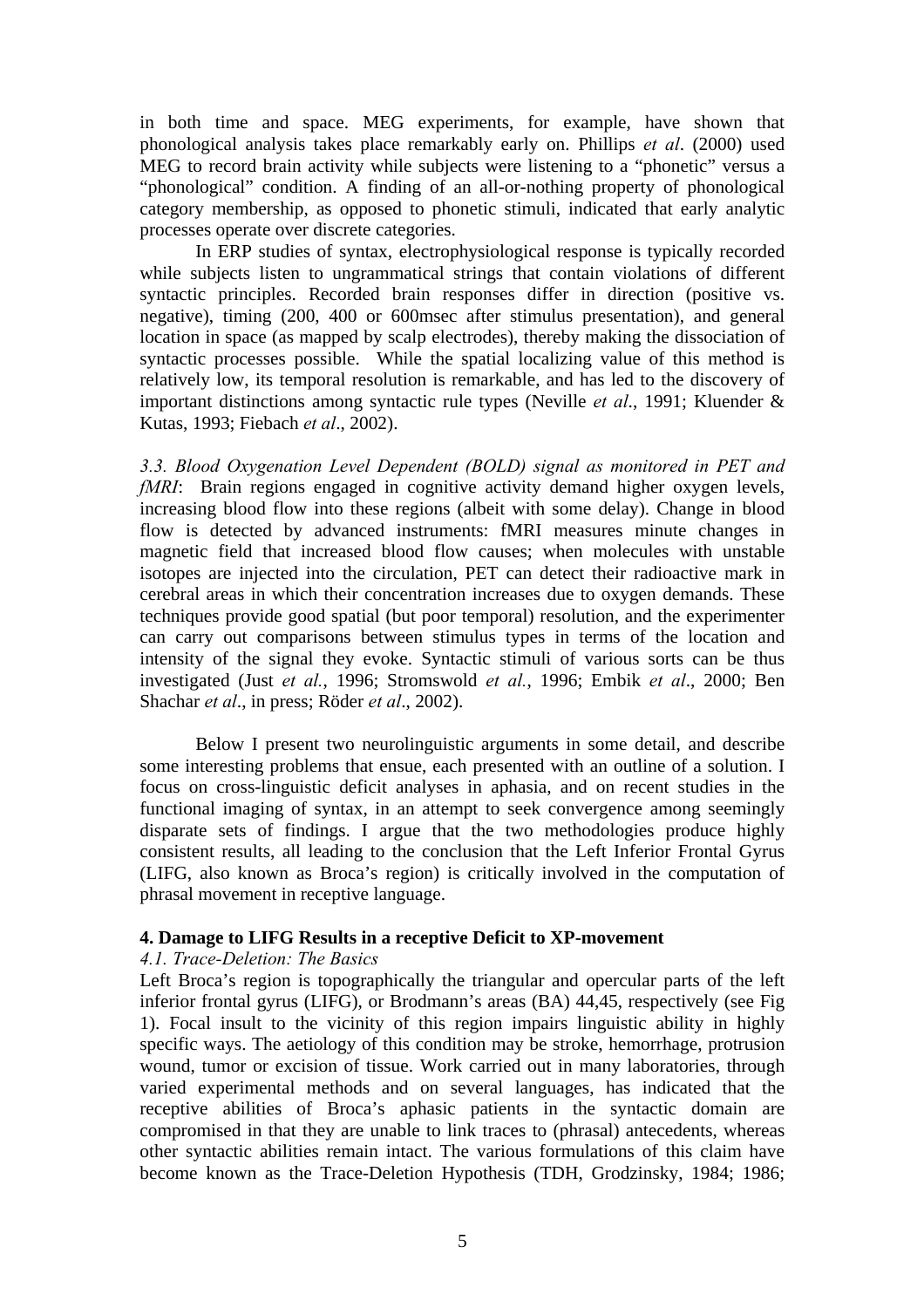in both time and space. MEG experiments, for example, have shown that phonological analysis takes place remarkably early on. Phillips *et al*. (2000) used MEG to record brain activity while subjects were listening to a "phonetic" versus a "phonological" condition. A finding of an all-or-nothing property of phonological category membership, as opposed to phonetic stimuli, indicated that early analytic processes operate over discrete categories.

In ERP studies of syntax, electrophysiological response is typically recorded while subjects listen to ungrammatical strings that contain violations of different syntactic principles. Recorded brain responses differ in direction (positive vs. negative), timing (200, 400 or 600msec after stimulus presentation), and general location in space (as mapped by scalp electrodes), thereby making the dissociation of syntactic processes possible. While the spatial localizing value of this method is relatively low, its temporal resolution is remarkable, and has led to the discovery of important distinctions among syntactic rule types (Neville *et al*., 1991; Kluender & Kutas, 1993; Fiebach *et al*., 2002).

*3.3. Blood Oxygenation Level Dependent (BOLD) signal as monitored in PET and fMRI*: Brain regions engaged in cognitive activity demand higher oxygen levels, increasing blood flow into these regions (albeit with some delay). Change in blood flow is detected by advanced instruments: fMRI measures minute changes in magnetic field that increased blood flow causes; when molecules with unstable isotopes are injected into the circulation, PET can detect their radioactive mark in cerebral areas in which their concentration increases due to oxygen demands. These techniques provide good spatial (but poor temporal) resolution, and the experimenter can carry out comparisons between stimulus types in terms of the location and intensity of the signal they evoke. Syntactic stimuli of various sorts can be thus investigated (Just *et al.*, 1996; Stromswold *et al.*, 1996; Embik *et al*., 2000; Ben Shachar *et al*., in press; Röder *et al*., 2002).

Below I present two neurolinguistic arguments in some detail, and describe some interesting problems that ensue, each presented with an outline of a solution. I focus on cross-linguistic deficit analyses in aphasia, and on recent studies in the functional imaging of syntax, in an attempt to seek convergence among seemingly disparate sets of findings. I argue that the two methodologies produce highly consistent results, all leading to the conclusion that the Left Inferior Frontal Gyrus (LIFG, also known as Broca's region) is critically involved in the computation of phrasal movement in receptive language.

## 4. Damage to LIFG Results in a receptive Deficit to XP-movement

### *4.1. Trace-Deletion: The Basics*

Left Broca's region is topographically the triangular and opercular parts of the left inferior frontal gyrus (LIFG), or Brodmann's areas (BA) 44,45, respectively (see Fig 1). Focal insult to the vicinity of this region impairs linguistic ability in highly specific ways. The aetiology of this condition may be stroke, hemorrhage, protrusion wound, tumor or excision of tissue. Work carried out in many laboratories, through varied experimental methods and on several languages, has indicated that the receptive abilities of Broca's aphasic patients in the syntactic domain are compromised in that they are unable to link traces to (phrasal) antecedents, whereas other syntactic abilities remain intact. The various formulations of this claim have become known as the Trace-Deletion Hypothesis (TDH, Grodzinsky, 1984; 1986;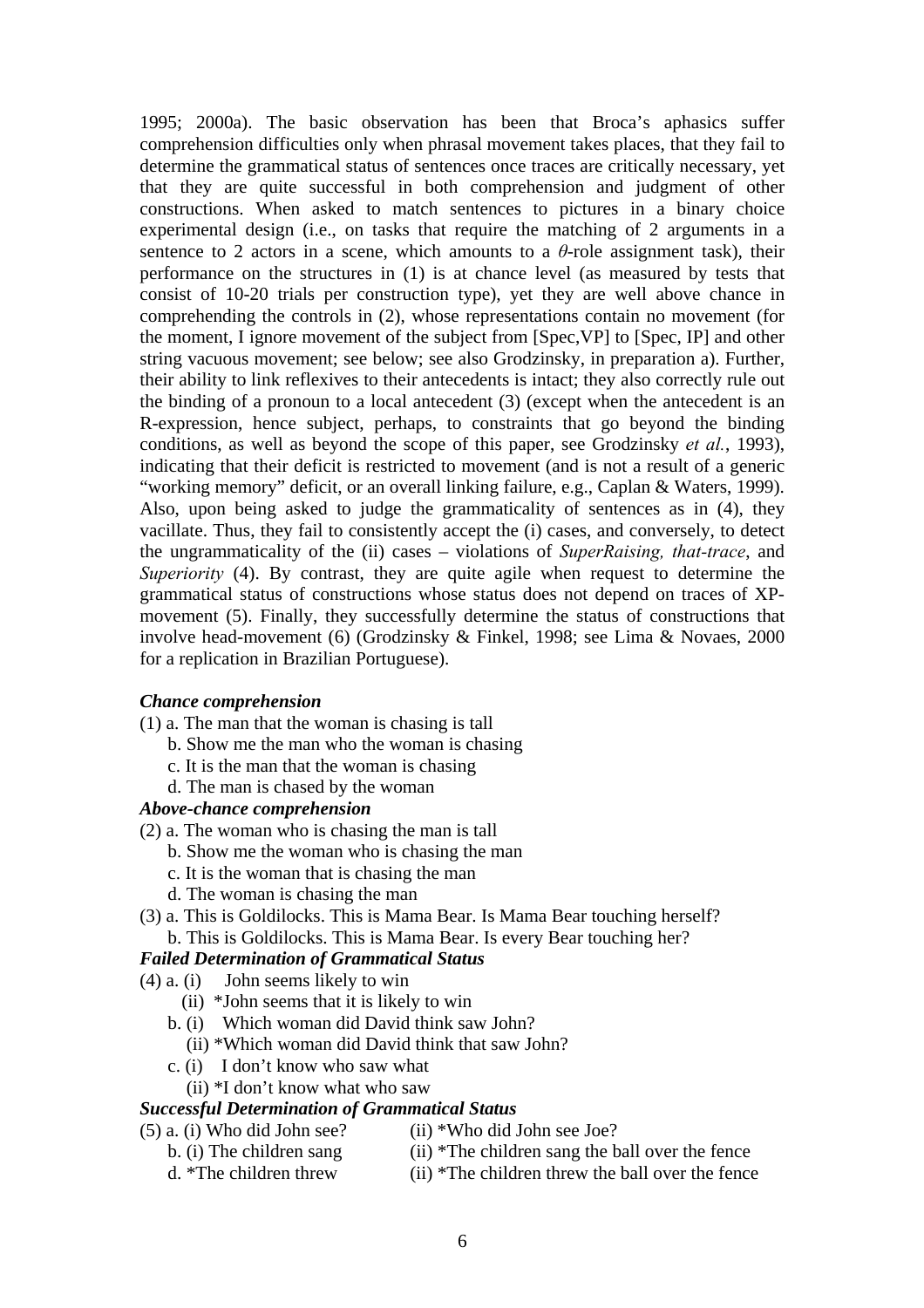1995; 2000a). The basic observation has been that Broca's aphasics suffer comprehension difficulties only when phrasal movement takes places, that they fail to determine the grammatical status of sentences once traces are critically necessary, yet that they are quite successful in both comprehension and judgment of other constructions. When asked to match sentences to pictures in a binary choice experimental design (i.e., on tasks that require the matching of 2 arguments in a sentence to 2 actors in a scene, which amounts to a $\theta$-role assignment task), their performance on the structures in (1) is at chance level (as measured by tests that consist of 10-20 trials per construction type), yet they are well above chance in comprehending the controls in (2), whose representations contain no movement (for the moment, I ignore movement of the subject from [Spec,VP] to [Spec, IP] and other string vacuous movement; see below; see also Grodzinsky, in preparation a). Further, their ability to link reflexives to their antecedents is intact; they also correctly rule out the binding of a pronoun to a local antecedent (3) (except when the antecedent is an R-expression, hence subject, perhaps, to constraints that go beyond the binding conditions, as well as beyond the scope of this paper, see Grodzinsky *et al.*, 1993), indicating that their deficit is restricted to movement (and is not a result of a generic "working memory" deficit, or an overall linking failure, e.g., Caplan & Waters, 1999). Also, upon being asked to judge the grammaticality of sentences as in (4), they vacillate. Thus, they fail to consistently accept the (i) cases, and conversely, to detect the ungrammaticality of the (ii) cases – violations of *SuperRaising, that-trace*, and *Superiority* (4). By contrast, they are quite agile when request to determine the grammatical status of constructions whose status does not depend on traces of XP-movement (5). Finally, they successfully determine the status of constructions that involve head-movement (6) (Grodzinsky & Finkel, 1998; see Lima & Novaes, 2000 for a replication in Brazilian Portuguese).

***Chance comprehension***

(1) a. The man that the woman is chasing is tall
  b. Show me the man who the woman is chasing
  c. It is the man that the woman is chasing
  d. The man is chased by the woman

***Above-chance comprehension***

(2) a. The woman who is chasing the man is tall
  b. Show me the woman who is chasing the man
  c. It is the woman that is chasing the man
  d. The woman is chasing the man

(3) a. This is Goldilocks. This is Mama Bear. Is Mama Bear touching herself?
  b. This is Goldilocks. This is Mama Bear. Is every Bear touching her?

***Failed Determination of Grammatical Status***

(4) a. (i) John seems likely to win
    (ii) *John seems that it is likely to win
  b. (i) Which woman did David think saw John?
    (ii) *Which woman did David think that saw John?
  c. (i) I don't know who saw what
    (ii) *I don't know what who saw

***Successful Determination of Grammatical Status***

(5) a. (i) Who did John see? (ii) *Who did John see Joe?
  b. (i) The children sang (ii) *The children sang the ball over the fence
  d. *The children threw (ii) *The children threw the ball over the fence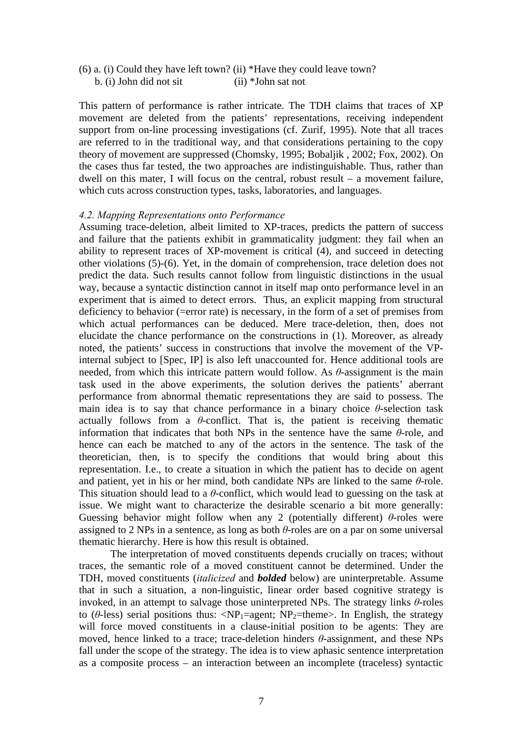(6) a. (i) Could they have left town? (ii) *Have they could leave town?
   b. (i) John did not sit                (ii) *John sat not

This pattern of performance is rather intricate. The TDH claims that traces of XP movement are deleted from the patients' representations, receiving independent support from on-line processing investigations (cf. Zurif, 1995). Note that all traces are referred to in the traditional way, and that considerations pertaining to the copy theory of movement are suppressed (Chomsky, 1995; Bobaljik , 2002; Fox, 2002). On the cases thus far tested, the two approaches are indistinguishable. Thus, rather than dwell on this mater, I will focus on the central, robust result – a movement failure, which cuts across construction types, tasks, laboratories, and languages.

*4.2. Mapping Representations onto Performance*

Assuming trace-deletion, albeit limited to XP-traces, predicts the pattern of success and failure that the patients exhibit in grammaticality judgment: they fail when an ability to represent traces of XP-movement is critical (4), and succeed in detecting other violations (5)-(6). Yet, in the domain of comprehension, trace deletion does not predict the data. Such results cannot follow from linguistic distinctions in the usual way, because a syntactic distinction cannot in itself map onto performance level in an experiment that is aimed to detect errors. Thus, an explicit mapping from structural deficiency to behavior (=error rate) is necessary, in the form of a set of premises from which actual performances can be deduced. Mere trace-deletion, then, does not elucidate the chance performance on the constructions in (1). Moreover, as already noted, the patients' success in constructions that involve the movement of the VP-internal subject to [Spec, IP] is also left unaccounted for. Hence additional tools are needed, from which this intricate pattern would follow. As *θ*-assignment is the main task used in the above experiments, the solution derives the patients' aberrant performance from abnormal thematic representations they are said to possess. The main idea is to say that chance performance in a binary choice *θ*-selection task actually follows from a *θ*-conflict. That is, the patient is receiving thematic information that indicates that both NPs in the sentence have the same *θ*-role, and hence can each be matched to any of the actors in the sentence. The task of the theoretician, then, is to specify the conditions that would bring about this representation. I.e., to create a situation in which the patient has to decide on agent and patient, yet in his or her mind, both candidate NPs are linked to the same *θ*-role. This situation should lead to a *θ*-conflict, which would lead to guessing on the task at issue. We might want to characterize the desirable scenario a bit more generally: Guessing behavior might follow when any 2 (potentially different) *θ*-roles were assigned to 2 NPs in a sentence, as long as both *θ*-roles are on a par on some universal thematic hierarchy. Here is how this result is obtained.

The interpretation of moved constituents depends crucially on traces; without traces, the semantic role of a moved constituent cannot be determined. Under the TDH, moved constituents (*italicized* and ***bolded*** below) are uninterpretable. Assume that in such a situation, a non-linguistic, linear order based cognitive strategy is invoked, in an attempt to salvage those uninterpreted NPs. The strategy links *θ*-roles to (*θ*-less) serial positions thus: <$NP_1$=agent; $NP_2$=theme>. In English, the strategy will force moved constituents in a clause-initial position to be agents: They are moved, hence linked to a trace; trace-deletion hinders *θ*-assignment, and these NPs fall under the scope of the strategy. The idea is to view aphasic sentence interpretation as a composite process – an interaction between an incomplete (traceless) syntactic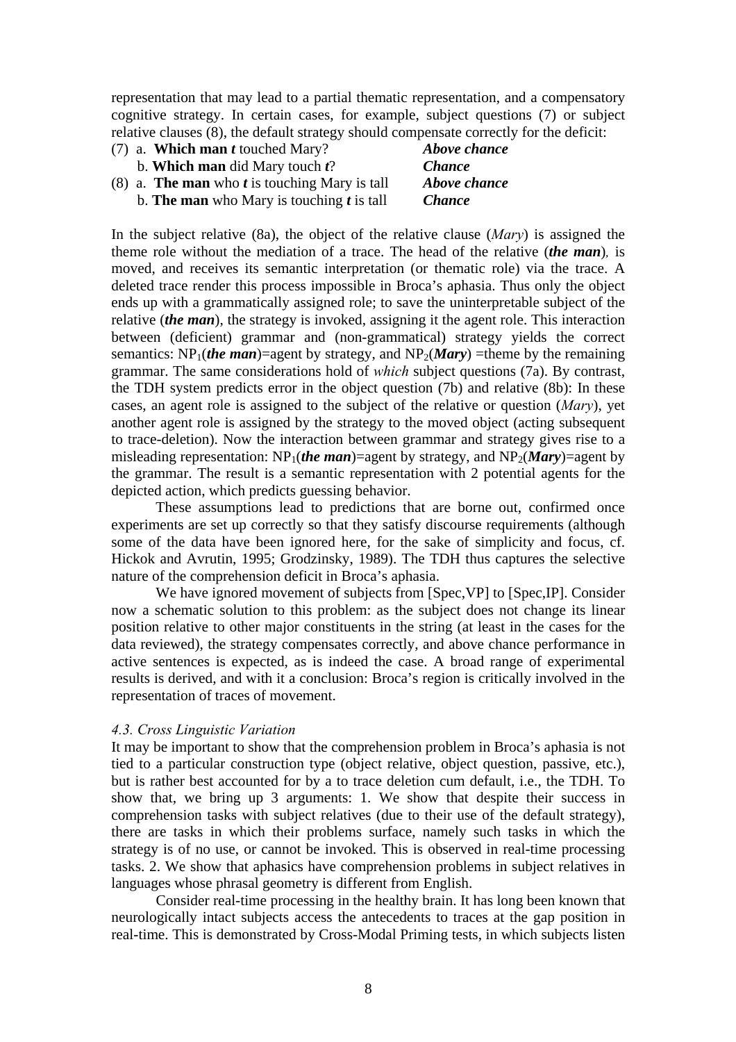representation that may lead to a partial thematic representation, and a compensatory cognitive strategy. In certain cases, for example, subject questions (7) or subject relative clauses (8), the default strategy should compensate correctly for the deficit:

(7) a. **Which man *t*** touched Mary? ***Above chance***
    b. **Which man** did Mary touch ***t***? ***Chance***

(8) a. **The man** who ***t*** is touching Mary is tall ***Above chance***
    b. **The man** who Mary is touching ***t*** is tall ***Chance***

In the subject relative (8a), the object of the relative clause (*Mary*) is assigned the theme role without the mediation of a trace. The head of the relative (***the man***)*,* is moved, and receives its semantic interpretation (or thematic role) via the trace. A deleted trace render this process impossible in Broca's aphasia. Thus only the object ends up with a grammatically assigned role; to save the uninterpretable subject of the relative (***the man***), the strategy is invoked, assigning it the agent role. This interaction between (deficient) grammar and (non-grammatical) strategy yields the correct semantics: $NP_1$(***the man***)=agent by strategy, and $NP_2$(***Mary***) =theme by the remaining grammar. The same considerations hold of *which* subject questions (7a). By contrast, the TDH system predicts error in the object question (7b) and relative (8b): In these cases, an agent role is assigned to the subject of the relative or question (*Mary*), yet another agent role is assigned by the strategy to the moved object (acting subsequent to trace-deletion). Now the interaction between grammar and strategy gives rise to a misleading representation: $NP_1$(***the man***)=agent by strategy, and $NP_2$(***Mary***)=agent by the grammar. The result is a semantic representation with 2 potential agents for the depicted action, which predicts guessing behavior.

These assumptions lead to predictions that are borne out, confirmed once experiments are set up correctly so that they satisfy discourse requirements (although some of the data have been ignored here, for the sake of simplicity and focus, cf. Hickok and Avrutin, 1995; Grodzinsky, 1989). The TDH thus captures the selective nature of the comprehension deficit in Broca's aphasia.

We have ignored movement of subjects from [Spec,VP] to [Spec,IP]. Consider now a schematic solution to this problem: as the subject does not change its linear position relative to other major constituents in the string (at least in the cases for the data reviewed), the strategy compensates correctly, and above chance performance in active sentences is expected, as is indeed the case. A broad range of experimental results is derived, and with it a conclusion: Broca's region is critically involved in the representation of traces of movement.

### *4.3. Cross Linguistic Variation*

It may be important to show that the comprehension problem in Broca's aphasia is not tied to a particular construction type (object relative, object question, passive, etc.), but is rather best accounted for by a to trace deletion cum default, i.e., the TDH. To show that, we bring up 3 arguments: 1. We show that despite their success in comprehension tasks with subject relatives (due to their use of the default strategy), there are tasks in which their problems surface, namely such tasks in which the strategy is of no use, or cannot be invoked. This is observed in real-time processing tasks. 2. We show that aphasics have comprehension problems in subject relatives in languages whose phrasal geometry is different from English.

Consider real-time processing in the healthy brain. It has long been known that neurologically intact subjects access the antecedents to traces at the gap position in real-time. This is demonstrated by Cross-Modal Priming tests, in which subjects listen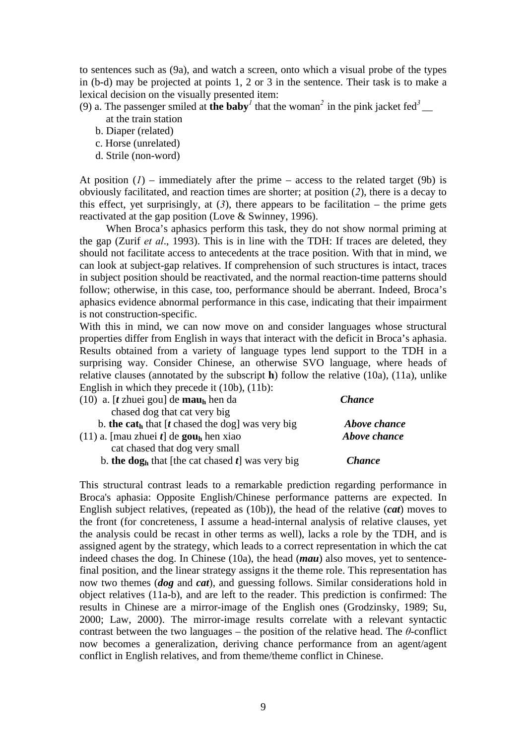to sentences such as (9a), and watch a screen, onto which a visual probe of the types in (b-d) may be projected at points 1, 2 or 3 in the sentence. Their task is to make a lexical decision on the visually presented item:

(9) a. The passenger smiled at **the baby**[1] that the woman[2] in the pink jacket fed[3] __ at the train station
 b. Diaper (related)
 c. Horse (unrelated)
 d. Strile (non-word)

At position (*1*) – immediately after the prime – access to the related target (9b) is obviously facilitated, and reaction times are shorter; at position (*2*), there is a decay to this effect, yet surprisingly, at (*3*), there appears to be facilitation – the prime gets reactivated at the gap position (Love & Swinney, 1996).

When Broca's aphasics perform this task, they do not show normal priming at the gap (Zurif *et al*., 1993). This is in line with the TDH: If traces are deleted, they should not facilitate access to antecedents at the trace position. With that in mind, we can look at subject-gap relatives. If comprehension of such structures is intact, traces in subject position should be reactivated, and the normal reaction-time patterns should follow; otherwise, in this case, too, performance should be aberrant. Indeed, Broca's aphasics evidence abnormal performance in this case, indicating that their impairment is not construction-specific.

With this in mind, we can now move on and consider languages whose structural properties differ from English in ways that interact with the deficit in Broca's aphasia. Results obtained from a variety of language types lend support to the TDH in a surprising way. Consider Chinese, an otherwise SVO language, where heads of relative clauses (annotated by the subscript **h**) follow the relative (10a), (11a), unlike English in which they precede it (10b), (11b):

(10) a. [***t*** zhuei gou] de **mau$_h$** hen da  ***Chance***
 chased dog that cat very big
 b. **the cat$_h$** that [***t*** chased the dog] was very big  ***Above chance***
(11) a. [mau zhuei ***t***] de **gou$_h$** hen xiao  ***Above chance***
 cat chased that dog very small
 b. **the dog$_h$** that [the cat chased ***t***] was very big  ***Chance***

This structural contrast leads to a remarkable prediction regarding performance in Broca's aphasia: Opposite English/Chinese performance patterns are expected. In English subject relatives, (repeated as (10b)), the head of the relative (***cat***) moves to the front (for concreteness, I assume a head-internal analysis of relative clauses, yet the analysis could be recast in other terms as well), lacks a role by the TDH, and is assigned agent by the strategy, which leads to a correct representation in which the cat indeed chases the dog. In Chinese (10a), the head (***mau***) also moves, yet to sentence-final position, and the linear strategy assigns it the theme role. This representation has now two themes (***dog*** and ***cat***), and guessing follows. Similar considerations hold in object relatives (11a-b), and are left to the reader. This prediction is confirmed: The results in Chinese are a mirror-image of the English ones (Grodzinsky, 1989; Su, 2000; Law, 2000). The mirror-image results correlate with a relevant syntactic contrast between the two languages – the position of the relative head. The $\theta$-conflict now becomes a generalization, deriving chance performance from an agent/agent conflict in English relatives, and from theme/theme conflict in Chinese.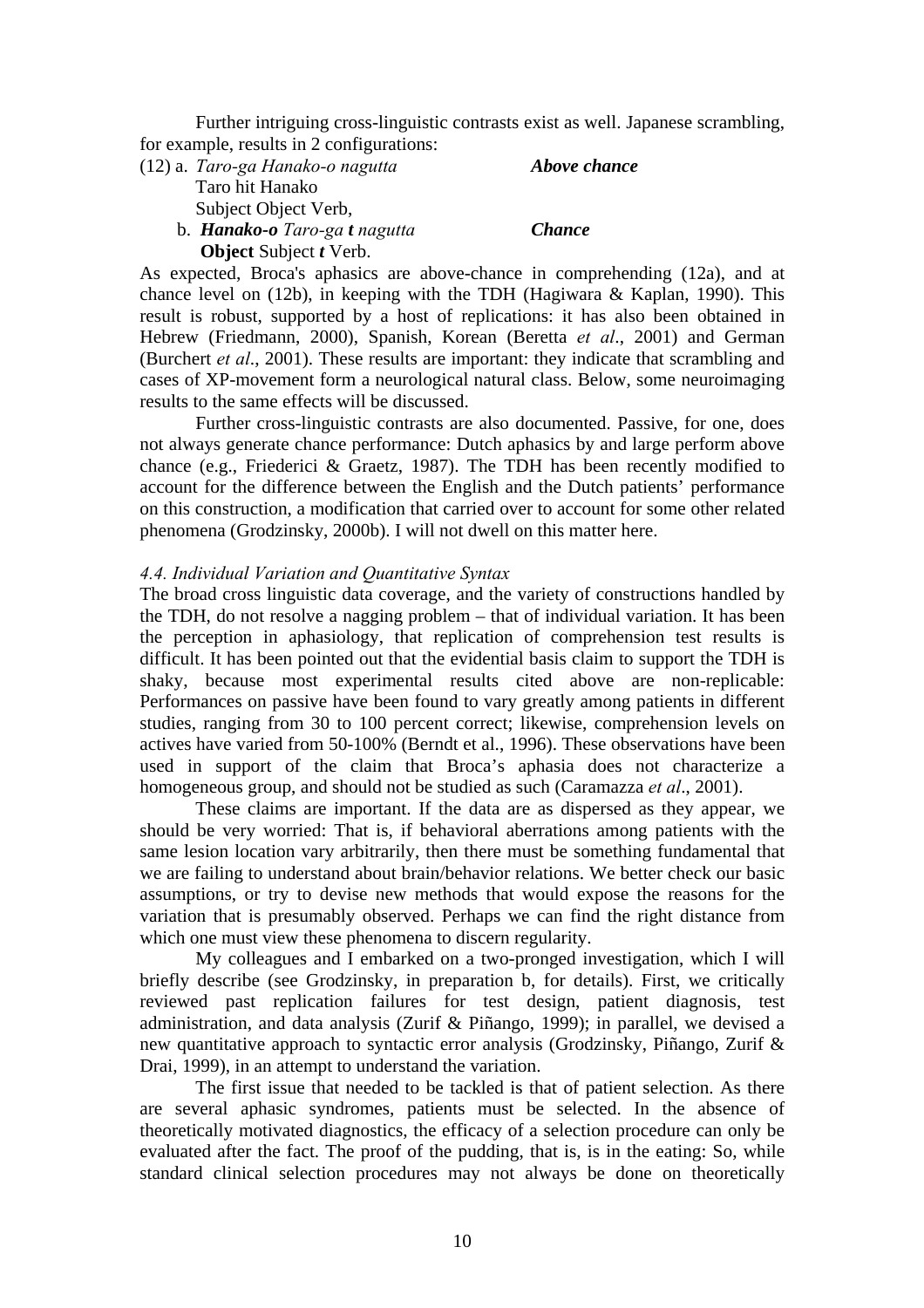Further intriguing cross-linguistic contrasts exist as well. Japanese scrambling, for example, results in 2 configurations:

(12) a. *Taro-ga Hanako-o nagutta* ***Above chance***
Taro hit Hanako
Subject Object Verb,

b. ***Hanako-o*** *Taro-ga* ***t*** *nagutta* ***Chance***
**Object** Subject ***t*** Verb.

As expected, Broca's aphasics are above-chance in comprehending (12a), and at chance level on (12b), in keeping with the TDH (Hagiwara & Kaplan, 1990). This result is robust, supported by a host of replications: it has also been obtained in Hebrew (Friedmann, 2000), Spanish, Korean (Beretta *et al*., 2001) and German (Burchert *et al*., 2001). These results are important: they indicate that scrambling and cases of XP-movement form a neurological natural class. Below, some neuroimaging results to the same effects will be discussed.

Further cross-linguistic contrasts are also documented. Passive, for one, does not always generate chance performance: Dutch aphasics by and large perform above chance (e.g., Friederici & Graetz, 1987). The TDH has been recently modified to account for the difference between the English and the Dutch patients' performance on this construction, a modification that carried over to account for some other related phenomena (Grodzinsky, 2000b). I will not dwell on this matter here.

#### *4.4. Individual Variation and Quantitative Syntax*

The broad cross linguistic data coverage, and the variety of constructions handled by the TDH, do not resolve a nagging problem – that of individual variation. It has been the perception in aphasiology, that replication of comprehension test results is difficult. It has been pointed out that the evidential basis claim to support the TDH is shaky, because most experimental results cited above are non-replicable: Performances on passive have been found to vary greatly among patients in different studies, ranging from 30 to 100 percent correct; likewise, comprehension levels on actives have varied from 50-100% (Berndt et al., 1996). These observations have been used in support of the claim that Broca's aphasia does not characterize a homogeneous group, and should not be studied as such (Caramazza *et al*., 2001).

These claims are important. If the data are as dispersed as they appear, we should be very worried: That is, if behavioral aberrations among patients with the same lesion location vary arbitrarily, then there must be something fundamental that we are failing to understand about brain/behavior relations. We better check our basic assumptions, or try to devise new methods that would expose the reasons for the variation that is presumably observed. Perhaps we can find the right distance from which one must view these phenomena to discern regularity.

My colleagues and I embarked on a two-pronged investigation, which I will briefly describe (see Grodzinsky, in preparation b, for details). First, we critically reviewed past replication failures for test design, patient diagnosis, test administration, and data analysis (Zurif & Piñango, 1999); in parallel, we devised a new quantitative approach to syntactic error analysis (Grodzinsky, Piñango, Zurif & Drai, 1999), in an attempt to understand the variation.

The first issue that needed to be tackled is that of patient selection. As there are several aphasic syndromes, patients must be selected. In the absence of theoretically motivated diagnostics, the efficacy of a selection procedure can only be evaluated after the fact. The proof of the pudding, that is, is in the eating: So, while standard clinical selection procedures may not always be done on theoretically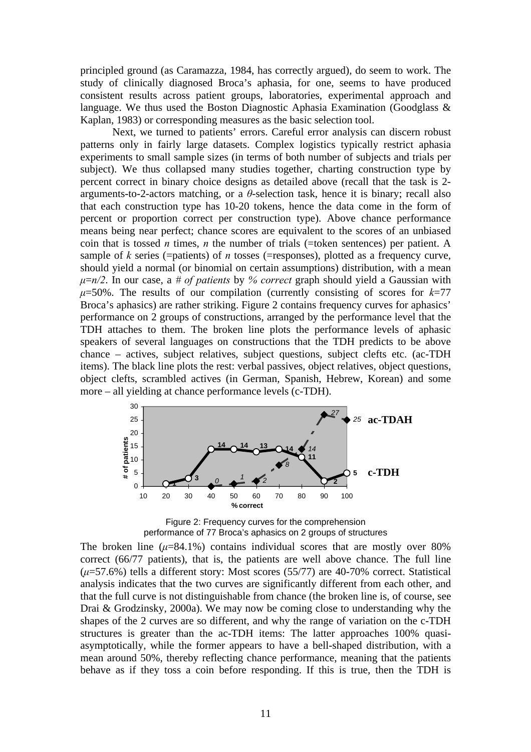principled ground (as Caramazza, 1984, has correctly argued), do seem to work. The study of clinically diagnosed Broca's aphasia, for one, seems to have produced consistent results across patient groups, laboratories, experimental approach and language. We thus used the Boston Diagnostic Aphasia Examination (Goodglass & Kaplan, 1983) or corresponding measures as the basic selection tool.

Next, we turned to patients' errors. Careful error analysis can discern robust patterns only in fairly large datasets. Complex logistics typically restrict aphasia experiments to small sample sizes (in terms of both number of subjects and trials per subject). We thus collapsed many studies together, charting construction type by percent correct in binary choice designs as detailed above (recall that the task is 2-arguments-to-2-actors matching, or a $\theta$-selection task, hence it is binary; recall also that each construction type has 10-20 tokens, hence the data come in the form of percent or proportion correct per construction type). Above chance performance means being near perfect; chance scores are equivalent to the scores of an unbiased coin that is tossed $n$ times, $n$ the number of trials (=token sentences) per patient. A sample of $k$ series (=patients) of $n$ tosses (=responses), plotted as a frequency curve, should yield a normal (or binomial on certain assumptions) distribution, with a mean $\mu=n/2$. In our case, a *# of patients* by *% correct* graph should yield a Gaussian with $\mu$=50%. The results of our compilation (currently consisting of scores for $k$=77 Broca's aphasics) are rather striking. Figure 2 contains frequency curves for aphasics' performance on 2 groups of constructions, arranged by the performance level that the TDH attaches to them. The broken line plots the performance levels of aphasic speakers of several languages on constructions that the TDH predicts to be above chance – actives, subject relatives, subject questions, subject clefts etc. (ac-TDH items). The black line plots the rest: verbal passives, object relatives, object questions, object clefts, scrambled actives (in German, Spanish, Hebrew, Korean) and some more – all yielding at chance performance levels (c-TDH).

Figure 2: Frequency curves for the comprehension performance of 77 Broca's aphasics on 2 groups of structures

The broken line ($\mu$=84.1%) contains individual scores that are mostly over 80% correct (66/77 patients), that is, the patients are well above chance. The full line ($\mu$=57.6%) tells a different story: Most scores (55/77) are 40-70% correct. Statistical analysis indicates that the two curves are significantly different from each other, and that the full curve is not distinguishable from chance (the broken line is, of course, see Drai & Grodzinsky, 2000a). We may now be coming close to understanding why the shapes of the 2 curves are so different, and why the range of variation on the c-TDH structures is greater than the ac-TDH items: The latter approaches 100% quasi-asymptotically, while the former appears to have a bell-shaped distribution, with a mean around 50%, thereby reflecting chance performance, meaning that the patients behave as if they toss a coin before responding. If this is true, then the TDH is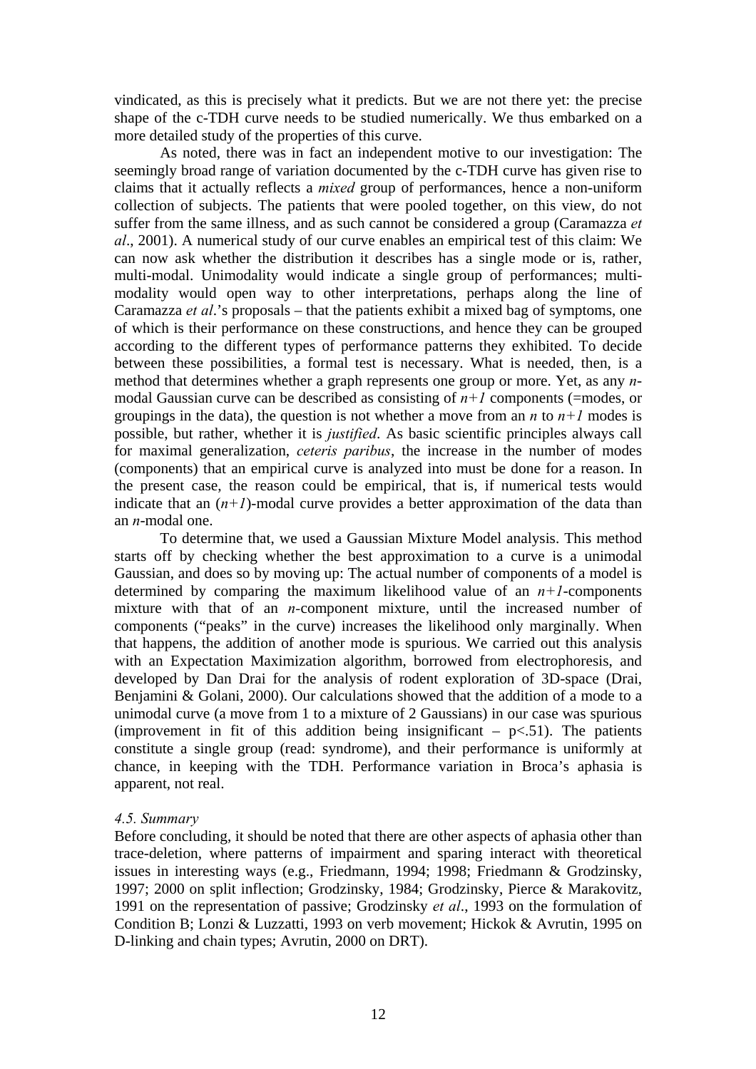vindicated, as this is precisely what it predicts. But we are not there yet: the precise shape of the c-TDH curve needs to be studied numerically. We thus embarked on a more detailed study of the properties of this curve.

As noted, there was in fact an independent motive to our investigation: The seemingly broad range of variation documented by the c-TDH curve has given rise to claims that it actually reflects a *mixed* group of performances, hence a non-uniform collection of subjects. The patients that were pooled together, on this view, do not suffer from the same illness, and as such cannot be considered a group (Caramazza *et al*., 2001). A numerical study of our curve enables an empirical test of this claim: We can now ask whether the distribution it describes has a single mode or is, rather, multi-modal. Unimodality would indicate a single group of performances; multi-modality would open way to other interpretations, perhaps along the line of Caramazza *et al*.'s proposals – that the patients exhibit a mixed bag of symptoms, one of which is their performance on these constructions, and hence they can be grouped according to the different types of performance patterns they exhibited. To decide between these possibilities, a formal test is necessary. What is needed, then, is a method that determines whether a graph represents one group or more. Yet, as any $n$-modal Gaussian curve can be described as consisting of $n+1$ components (=modes, or groupings in the data), the question is not whether a move from an $n$ to $n+1$ modes is possible, but rather, whether it is *justified*. As basic scientific principles always call for maximal generalization, *ceteris paribus*, the increase in the number of modes (components) that an empirical curve is analyzed into must be done for a reason. In the present case, the reason could be empirical, that is, if numerical tests would indicate that an $(n+1)$-modal curve provides a better approximation of the data than an $n$-modal one.

To determine that, we used a Gaussian Mixture Model analysis. This method starts off by checking whether the best approximation to a curve is a unimodal Gaussian, and does so by moving up: The actual number of components of a model is determined by comparing the maximum likelihood value of an $n+1$-components mixture with that of an $n$-component mixture, until the increased number of components ("peaks" in the curve) increases the likelihood only marginally. When that happens, the addition of another mode is spurious. We carried out this analysis with an Expectation Maximization algorithm, borrowed from electrophoresis, and developed by Dan Drai for the analysis of rodent exploration of 3D-space (Drai, Benjamini & Golani, 2000). Our calculations showed that the addition of a mode to a unimodal curve (a move from 1 to a mixture of 2 Gaussians) in our case was spurious (improvement in fit of this addition being insignificant – $p<.51$). The patients constitute a single group (read: syndrome), and their performance is uniformly at chance, in keeping with the TDH. Performance variation in Broca's aphasia is apparent, not real.

### *4.5. Summary*

Before concluding, it should be noted that there are other aspects of aphasia other than trace-deletion, where patterns of impairment and sparing interact with theoretical issues in interesting ways (e.g., Friedmann, 1994; 1998; Friedmann & Grodzinsky, 1997; 2000 on split inflection; Grodzinsky, 1984; Grodzinsky, Pierce & Marakovitz, 1991 on the representation of passive; Grodzinsky *et al*., 1993 on the formulation of Condition B; Lonzi & Luzzatti, 1993 on verb movement; Hickok & Avrutin, 1995 on D-linking and chain types; Avrutin, 2000 on DRT).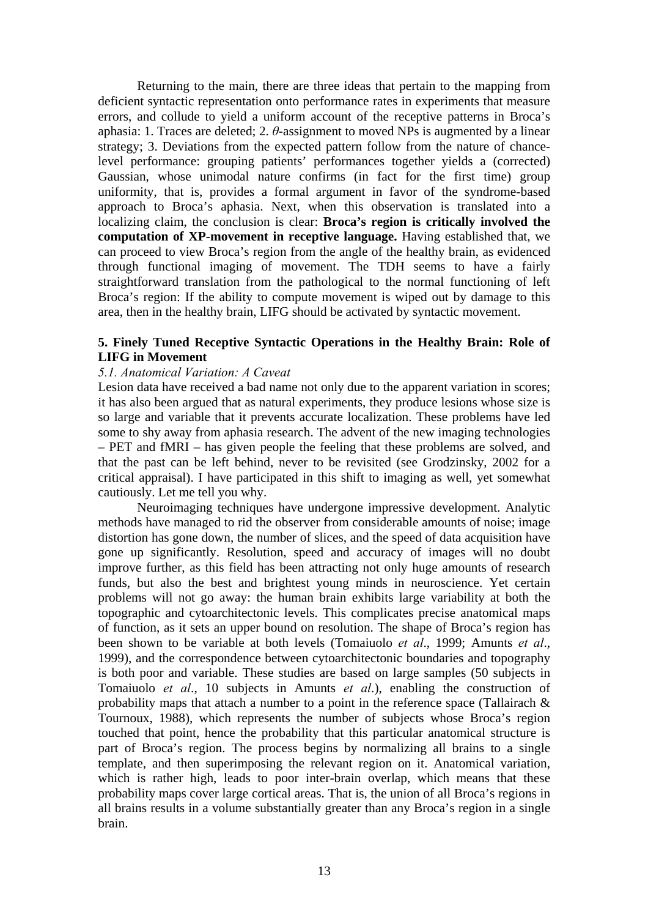Returning to the main, there are three ideas that pertain to the mapping from deficient syntactic representation onto performance rates in experiments that measure errors, and collude to yield a uniform account of the receptive patterns in Broca's aphasia: 1. Traces are deleted; 2. $\theta$-assignment to moved NPs is augmented by a linear strategy; 3. Deviations from the expected pattern follow from the nature of chance-level performance: grouping patients' performances together yields a (corrected) Gaussian, whose unimodal nature confirms (in fact for the first time) group uniformity, that is, provides a formal argument in favor of the syndrome-based approach to Broca's aphasia. Next, when this observation is translated into a localizing claim, the conclusion is clear: **Broca's region is critically involved the computation of XP-movement in receptive language.** Having established that, we can proceed to view Broca's region from the angle of the healthy brain, as evidenced through functional imaging of movement. The TDH seems to have a fairly straightforward translation from the pathological to the normal functioning of left Broca's region: If the ability to compute movement is wiped out by damage to this area, then in the healthy brain, LIFG should be activated by syntactic movement.

## 5. Finely Tuned Receptive Syntactic Operations in the Healthy Brain: Role of LIFG in Movement

### *5.1. Anatomical Variation: A Caveat*

Lesion data have received a bad name not only due to the apparent variation in scores; it has also been argued that as natural experiments, they produce lesions whose size is so large and variable that it prevents accurate localization. These problems have led some to shy away from aphasia research. The advent of the new imaging technologies – PET and fMRI – has given people the feeling that these problems are solved, and that the past can be left behind, never to be revisited (see Grodzinsky, 2002 for a critical appraisal). I have participated in this shift to imaging as well, yet somewhat cautiously. Let me tell you why.

Neuroimaging techniques have undergone impressive development. Analytic methods have managed to rid the observer from considerable amounts of noise; image distortion has gone down, the number of slices, and the speed of data acquisition have gone up significantly. Resolution, speed and accuracy of images will no doubt improve further, as this field has been attracting not only huge amounts of research funds, but also the best and brightest young minds in neuroscience. Yet certain problems will not go away: the human brain exhibits large variability at both the topographic and cytoarchitectonic levels. This complicates precise anatomical maps of function, as it sets an upper bound on resolution. The shape of Broca's region has been shown to be variable at both levels (Tomaiuolo *et al*., 1999; Amunts *et al*., 1999), and the correspondence between cytoarchitectonic boundaries and topography is both poor and variable. These studies are based on large samples (50 subjects in Tomaiuolo *et al*., 10 subjects in Amunts *et al*.), enabling the construction of probability maps that attach a number to a point in the reference space (Tallairach & Tournoux, 1988), which represents the number of subjects whose Broca's region touched that point, hence the probability that this particular anatomical structure is part of Broca's region. The process begins by normalizing all brains to a single template, and then superimposing the relevant region on it. Anatomical variation, which is rather high, leads to poor inter-brain overlap, which means that these probability maps cover large cortical areas. That is, the union of all Broca's regions in all brains results in a volume substantially greater than any Broca's region in a single brain.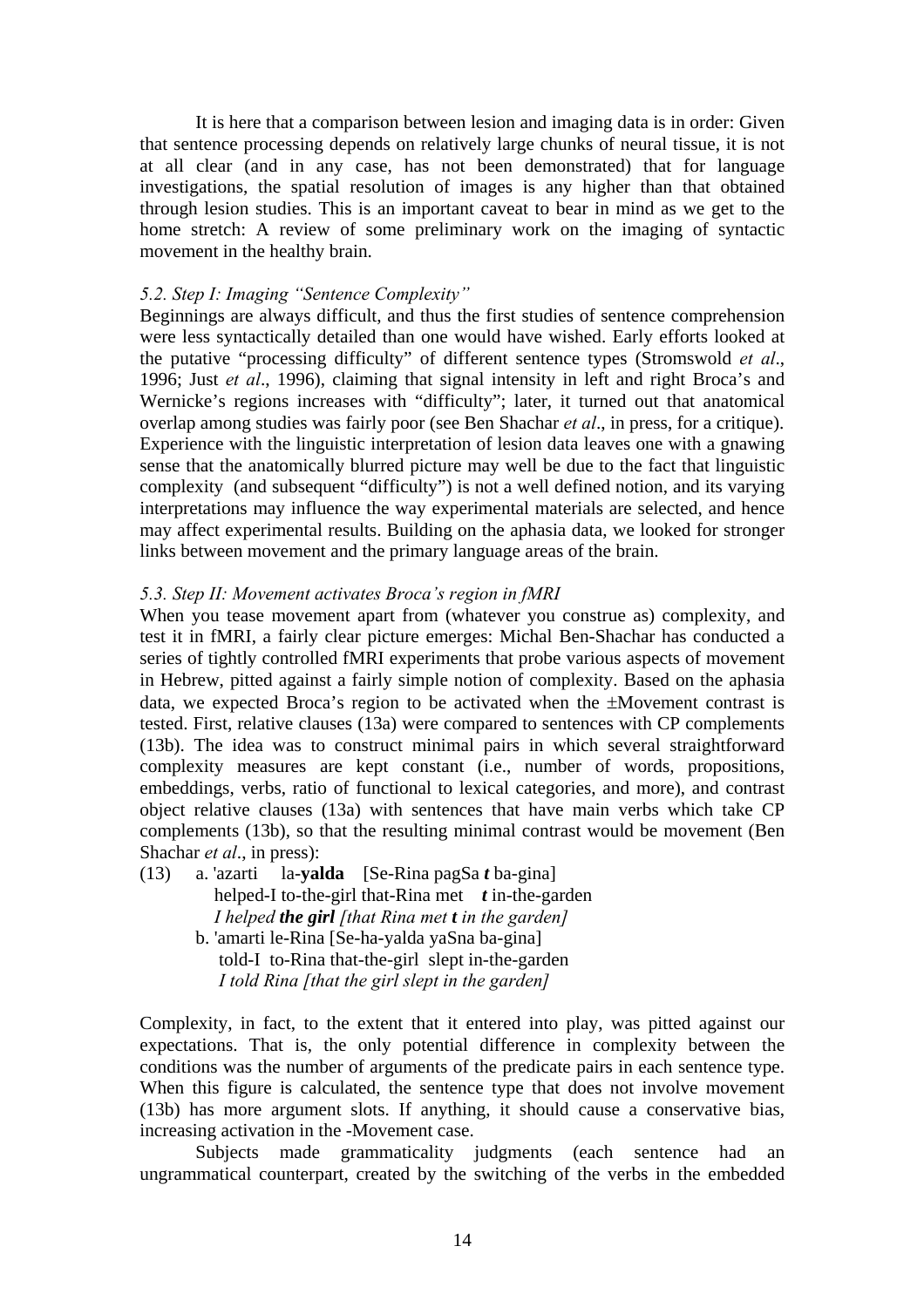It is here that a comparison between lesion and imaging data is in order: Given that sentence processing depends on relatively large chunks of neural tissue, it is not at all clear (and in any case, has not been demonstrated) that for language investigations, the spatial resolution of images is any higher than that obtained through lesion studies. This is an important caveat to bear in mind as we get to the home stretch: A review of some preliminary work on the imaging of syntactic movement in the healthy brain.

### *5.2. Step I: Imaging "Sentence Complexity"*

Beginnings are always difficult, and thus the first studies of sentence comprehension were less syntactically detailed than one would have wished. Early efforts looked at the putative "processing difficulty" of different sentence types (Stromswold *et al*., 1996; Just *et al*., 1996), claiming that signal intensity in left and right Broca's and Wernicke's regions increases with "difficulty"; later, it turned out that anatomical overlap among studies was fairly poor (see Ben Shachar *et al*., in press, for a critique). Experience with the linguistic interpretation of lesion data leaves one with a gnawing sense that the anatomically blurred picture may well be due to the fact that linguistic complexity (and subsequent "difficulty") is not a well defined notion, and its varying interpretations may influence the way experimental materials are selected, and hence may affect experimental results. Building on the aphasia data, we looked for stronger links between movement and the primary language areas of the brain.

### *5.3. Step II: Movement activates Broca's region in fMRI*

When you tease movement apart from (whatever you construe as) complexity, and test it in fMRI, a fairly clear picture emerges: Michal Ben-Shachar has conducted a series of tightly controlled fMRI experiments that probe various aspects of movement in Hebrew, pitted against a fairly simple notion of complexity. Based on the aphasia data, we expected Broca's region to be activated when the ±Movement contrast is tested. First, relative clauses (13a) were compared to sentences with CP complements (13b). The idea was to construct minimal pairs in which several straightforward complexity measures are kept constant (i.e., number of words, propositions, embeddings, verbs, ratio of functional to lexical categories, and more), and contrast object relative clauses (13a) with sentences that have main verbs which take CP complements (13b), so that the resulting minimal contrast would be movement (Ben Shachar *et al*., in press):

(13) a. 'azarti la-**yalda** [Se-Rina pagSa ***t*** ba-gina]
helped-I to-the-girl that-Rina met ***t*** in-the-garden
*I helped **the girl** [that Rina met **t** in the garden]*

b. 'amarti le-Rina [Se-ha-yalda yaSna ba-gina]
told-I to-Rina that-the-girl slept in-the-garden
*I told Rina [that the girl slept in the garden]*

Complexity, in fact, to the extent that it entered into play, was pitted against our expectations. That is, the only potential difference in complexity between the conditions was the number of arguments of the predicate pairs in each sentence type. When this figure is calculated, the sentence type that does not involve movement (13b) has more argument slots. If anything, it should cause a conservative bias, increasing activation in the -Movement case.

Subjects made grammaticality judgments (each sentence had an ungrammatical counterpart, created by the switching of the verbs in the embedded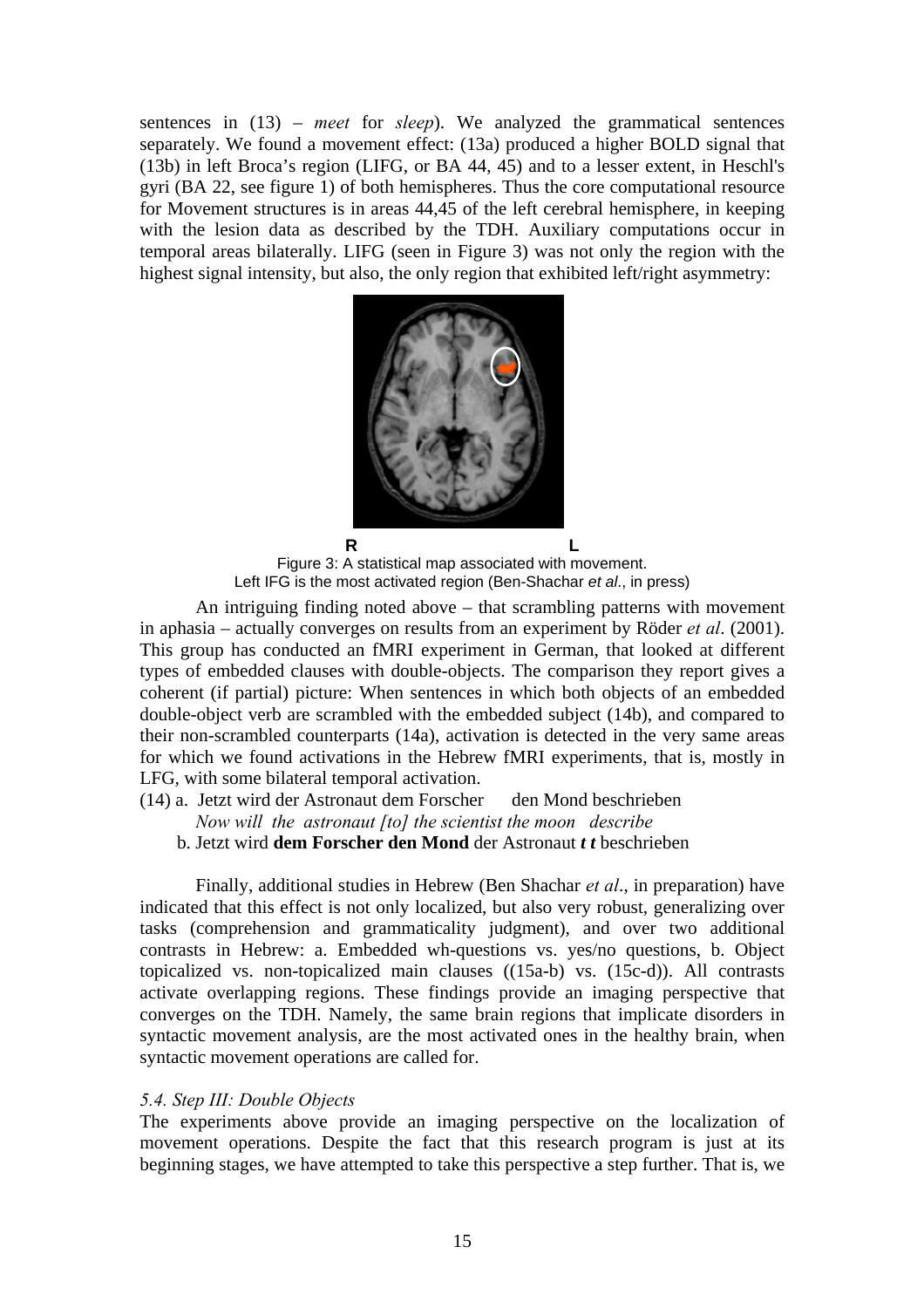sentences in (13) – *meet* for *sleep*). We analyzed the grammatical sentences separately. We found a movement effect: (13a) produced a higher BOLD signal that (13b) in left Broca's region (LIFG, or BA 44, 45) and to a lesser extent, in Heschl's gyri (BA 22, see figure 1) of both hemispheres. Thus the core computational resource for Movement structures is in areas 44,45 of the left cerebral hemisphere, in keeping with the lesion data as described by the TDH. Auxiliary computations occur in temporal areas bilaterally. LIFG (seen in Figure 3) was not only the region with the highest signal intensity, but also, the only region that exhibited left/right asymmetry:

R L

Figure 3: A statistical map associated with movement.
Left IFG is the most activated region (Ben-Shachar *et al*., in press)

An intriguing finding noted above – that scrambling patterns with movement in aphasia – actually converges on results from an experiment by Röder *et al*. (2001). This group has conducted an fMRI experiment in German, that looked at different types of embedded clauses with double-objects. The comparison they report gives a coherent (if partial) picture: When sentences in which both objects of an embedded double-object verb are scrambled with the embedded subject (14b), and compared to their non-scrambled counterparts (14a), activation is detected in the very same areas for which we found activations in the Hebrew fMRI experiments, that is, mostly in LFG, with some bilateral temporal activation.

(14) a. Jetzt wird der Astronaut dem Forscher den Mond beschrieben
*Now will the astronaut [to] the scientist the moon describe*
b. Jetzt wird **dem Forscher den Mond** der Astronaut ***t t*** beschrieben

Finally, additional studies in Hebrew (Ben Shachar *et al*., in preparation) have indicated that this effect is not only localized, but also very robust, generalizing over tasks (comprehension and grammaticality judgment), and over two additional contrasts in Hebrew: a. Embedded wh-questions vs. yes/no questions, b. Object topicalized vs. non-topicalized main clauses ((15a-b) vs. (15c-d)). All contrasts activate overlapping regions. These findings provide an imaging perspective that converges on the TDH. Namely, the same brain regions that implicate disorders in syntactic movement analysis, are the most activated ones in the healthy brain, when syntactic movement operations are called for.

### *5.4. Step III: Double Objects*

The experiments above provide an imaging perspective on the localization of movement operations. Despite the fact that this research program is just at its beginning stages, we have attempted to take this perspective a step further. That is, we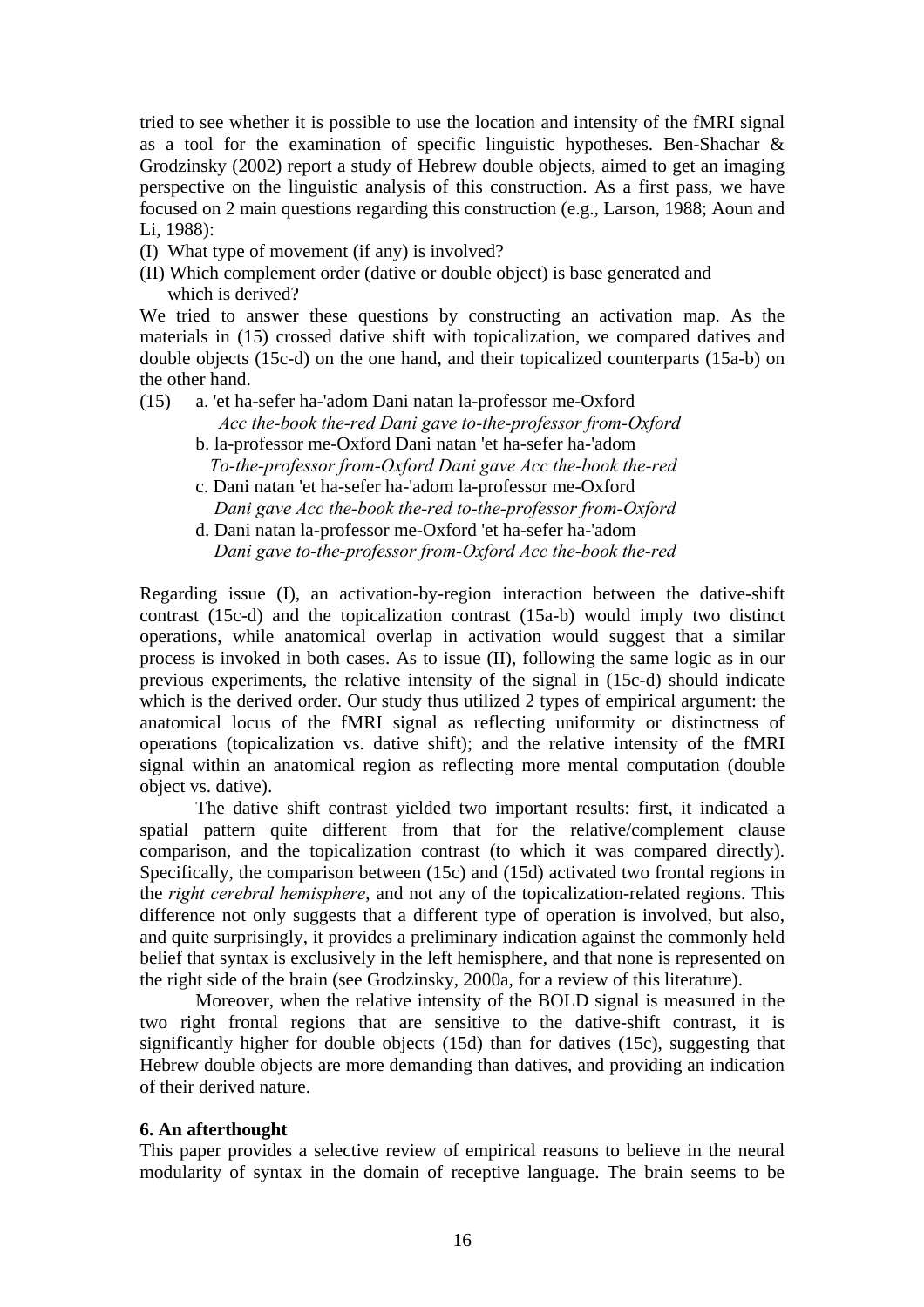tried to see whether it is possible to use the location and intensity of the fMRI signal as a tool for the examination of specific linguistic hypotheses. Ben-Shachar & Grodzinsky (2002) report a study of Hebrew double objects, aimed to get an imaging perspective on the linguistic analysis of this construction. As a first pass, we have focused on 2 main questions regarding this construction (e.g., Larson, 1988; Aoun and Li, 1988):

(I) What type of movement (if any) is involved?
(II) Which complement order (dative or double object) is base generated and which is derived?

We tried to answer these questions by constructing an activation map. As the materials in (15) crossed dative shift with topicalization, we compared datives and double objects (15c-d) on the one hand, and their topicalized counterparts (15a-b) on the other hand.

(15) a. 'et ha-sefer ha-'adom Dani natan la-professor me-Oxford
*Acc the-book the-red Dani gave to-the-professor from-Oxford*
b. la-professor me-Oxford Dani natan 'et ha-sefer ha-'adom
*To-the-professor from-Oxford Dani gave Acc the-book the-red*
c. Dani natan 'et ha-sefer ha-'adom la-professor me-Oxford
*Dani gave Acc the-book the-red to-the-professor from-Oxford*
d. Dani natan la-professor me-Oxford 'et ha-sefer ha-'adom
*Dani gave to-the-professor from-Oxford Acc the-book the-red*

Regarding issue (I), an activation-by-region interaction between the dative-shift contrast (15c-d) and the topicalization contrast (15a-b) would imply two distinct operations, while anatomical overlap in activation would suggest that a similar process is invoked in both cases. As to issue (II), following the same logic as in our previous experiments, the relative intensity of the signal in (15c-d) should indicate which is the derived order. Our study thus utilized 2 types of empirical argument: the anatomical locus of the fMRI signal as reflecting uniformity or distinctness of operations (topicalization vs. dative shift); and the relative intensity of the fMRI signal within an anatomical region as reflecting more mental computation (double object vs. dative).

The dative shift contrast yielded two important results: first, it indicated a spatial pattern quite different from that for the relative/complement clause comparison, and the topicalization contrast (to which it was compared directly). Specifically, the comparison between (15c) and (15d) activated two frontal regions in the *right cerebral hemisphere*, and not any of the topicalization-related regions. This difference not only suggests that a different type of operation is involved, but also, and quite surprisingly, it provides a preliminary indication against the commonly held belief that syntax is exclusively in the left hemisphere, and that none is represented on the right side of the brain (see Grodzinsky, 2000a, for a review of this literature).

Moreover, when the relative intensity of the BOLD signal is measured in the two right frontal regions that are sensitive to the dative-shift contrast, it is significantly higher for double objects (15d) than for datives (15c), suggesting that Hebrew double objects are more demanding than datives, and providing an indication of their derived nature.

**6. An afterthought**

This paper provides a selective review of empirical reasons to believe in the neural modularity of syntax in the domain of receptive language. The brain seems to be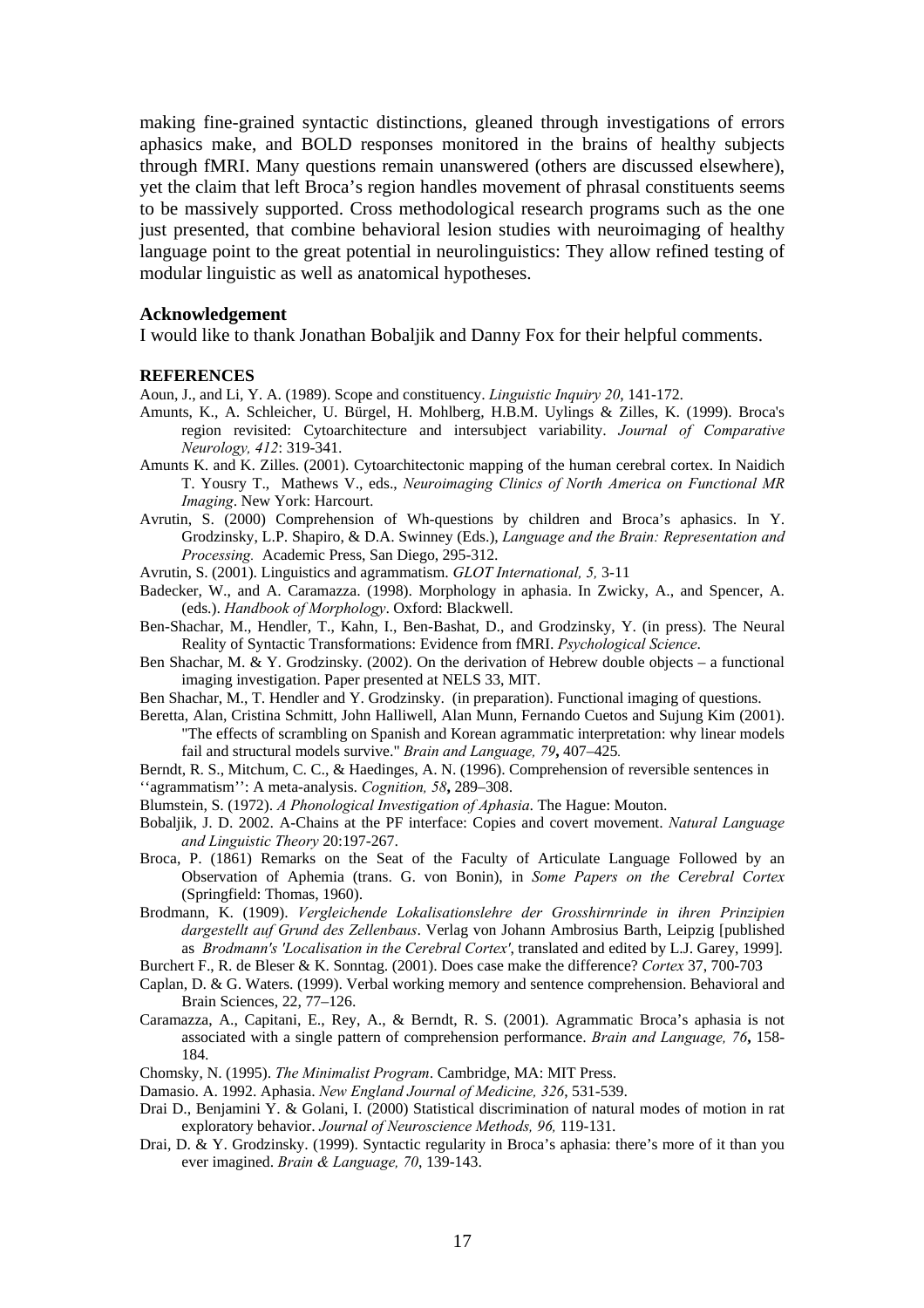making fine-grained syntactic distinctions, gleaned through investigations of errors aphasics make, and BOLD responses monitored in the brains of healthy subjects through fMRI. Many questions remain unanswered (others are discussed elsewhere), yet the claim that left Broca's region handles movement of phrasal constituents seems to be massively supported. Cross methodological research programs such as the one just presented, that combine behavioral lesion studies with neuroimaging of healthy language point to the great potential in neurolinguistics: They allow refined testing of modular linguistic as well as anatomical hypotheses.

**Acknowledgement**

I would like to thank Jonathan Bobaljik and Danny Fox for their helpful comments.

**REFERENCES**

Aoun, J., and Li, Y. A. (1989). Scope and constituency. *Linguistic Inquiry 20*, 141-172.

Amunts, K., A. Schleicher, U. Bürgel, H. Mohlberg, H.B.M. Uylings & Zilles, K. (1999). Broca's region revisited: Cytoarchitecture and intersubject variability. *Journal of Comparative Neurology, 412*: 319-341.

Amunts K. and K. Zilles. (2001). Cytoarchitectonic mapping of the human cerebral cortex. In Naidich T. Yousry T., Mathews V., eds., *Neuroimaging Clinics of North America on Functional MR Imaging*. New York: Harcourt.

Avrutin, S. (2000) Comprehension of Wh-questions by children and Broca's aphasics. In Y. Grodzinsky, L.P. Shapiro, & D.A. Swinney (Eds.), *Language and the Brain: Representation and Processing.* Academic Press, San Diego, 295-312.

Avrutin, S. (2001). Linguistics and agrammatism. *GLOT International, 5,* 3-11

Badecker, W., and A. Caramazza. (1998). Morphology in aphasia. In Zwicky, A., and Spencer, A. (eds.). *Handbook of Morphology*. Oxford: Blackwell.

Ben-Shachar, M., Hendler, T., Kahn, I., Ben-Bashat, D., and Grodzinsky, Y. (in press). The Neural Reality of Syntactic Transformations: Evidence from fMRI. *Psychological Science*.

Ben Shachar, M. & Y. Grodzinsky. (2002). On the derivation of Hebrew double objects – a functional imaging investigation. Paper presented at NELS 33, MIT.

Ben Shachar, M., T. Hendler and Y. Grodzinsky. (in preparation). Functional imaging of questions.

Beretta, Alan, Cristina Schmitt, John Halliwell, Alan Munn, Fernando Cuetos and Sujung Kim (2001). "The effects of scrambling on Spanish and Korean agrammatic interpretation: why linear models fail and structural models survive." *Brain and Language, 79***,** 407–425.

Berndt, R. S., Mitchum, C. C., & Haedinges, A. N. (1996). Comprehension of reversible sentences in ''agrammatism'': A meta-analysis. *Cognition, 58***,** 289–308.

Blumstein, S. (1972). *A Phonological Investigation of Aphasia*. The Hague: Mouton.

Bobaljik, J. D. 2002. A-Chains at the PF interface: Copies and covert movement. *Natural Language and Linguistic Theory* 20:197-267.

Broca, P. (1861) Remarks on the Seat of the Faculty of Articulate Language Followed by an Observation of Aphemia (trans. G. von Bonin), in *Some Papers on the Cerebral Cortex* (Springfield: Thomas, 1960).

Brodmann, K. (1909). *Vergleichende Lokalisationslehre der Grosshirnrinde in ihren Prinzipien dargestellt auf Grund des Zellenbaus*. Verlag von Johann Ambrosius Barth, Leipzig [published as *Brodmann's 'Localisation in the Cerebral Cortex'*, translated and edited by L.J. Garey, 1999].

Burchert F., R. de Bleser & K. Sonntag. (2001). Does case make the difference? *Cortex* 37, 700-703

Caplan, D. & G. Waters. (1999). Verbal working memory and sentence comprehension. Behavioral and Brain Sciences, 22, 77–126.

Caramazza, A., Capitani, E., Rey, A., & Berndt, R. S. (2001). Agrammatic Broca's aphasia is not associated with a single pattern of comprehension performance. *Brain and Language, 76***,** 158-184.

Chomsky, N. (1995). *The Minimalist Program*. Cambridge, MA: MIT Press.

Damasio. A. 1992. Aphasia. *New England Journal of Medicine, 326*, 531-539.

Drai D., Benjamini Y. & Golani, I. (2000) Statistical discrimination of natural modes of motion in rat exploratory behavior. *Journal of Neuroscience Methods, 96,* 119-131.

Drai, D. & Y. Grodzinsky. (1999). Syntactic regularity in Broca's aphasia: there's more of it than you ever imagined. *Brain & Language, 70*, 139-143.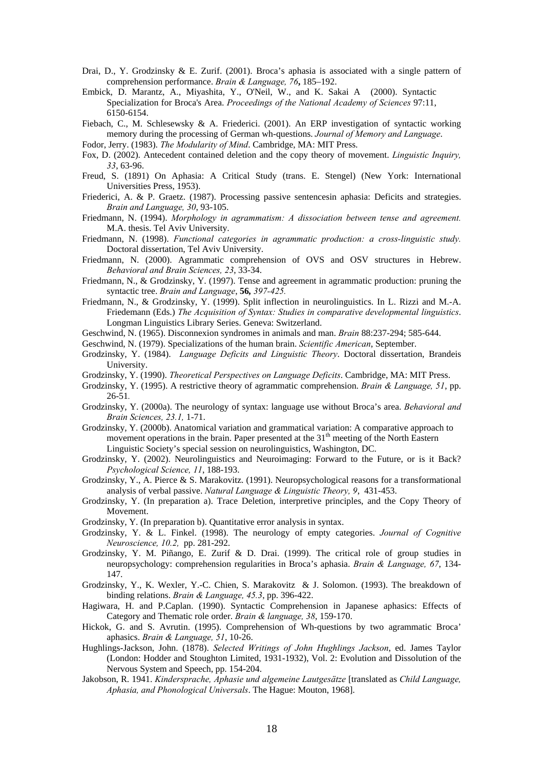Drai, D., Y. Grodzinsky & E. Zurif. (2001). Broca's aphasia is associated with a single pattern of comprehension performance. *Brain & Language, 76***,** 185–192.

Embick, D. Marantz, A., Miyashita, Y., O'Neil, W., and K. Sakai A (2000). Syntactic Specialization for Broca's Area. *Proceedings of the National Academy of Sciences* 97:11, 6150-6154.

Fiebach, C., M. Schlesewsky & A. Friederici. (2001). An ERP investigation of syntactic working memory during the processing of German wh-questions. *Journal of Memory and Language*.

Fodor, Jerry. (1983). *The Modularity of Mind*. Cambridge, MA: MIT Press.

Fox, D. (2002). Antecedent contained deletion and the copy theory of movement. *Linguistic Inquiry, 33*, 63-96.

Freud, S. (1891) On Aphasia: A Critical Study (trans. E. Stengel) (New York: International Universities Press, 1953).

Friederici, A. & P. Graetz. (1987). Processing passive sentencesin aphasia: Deficits and strategies. *Brain and Language, 30*, 93-105.

Friedmann, N. (1994). *Morphology in agrammatism: A dissociation between tense and agreement.* M.A. thesis. Tel Aviv University.

Friedmann, N. (1998). *Functional categories in agrammatic production: a cross-linguistic study.* Doctoral dissertation, Tel Aviv University.

Friedmann, N. (2000). Agrammatic comprehension of OVS and OSV structures in Hebrew. *Behavioral and Brain Sciences, 23*, 33-34.

Friedmann, N., & Grodzinsky, Y. (1997). Tense and agreement in agrammatic production: pruning the syntactic tree. *Brain and Language*, **56,** *397-425.*

Friedmann, N., & Grodzinsky, Y. (1999). Split inflection in neurolinguistics. In L. Rizzi and M.-A. Friedemann (Eds.) *The Acquisition of Syntax: Studies in comparative developmental linguistics*. Longman Linguistics Library Series. Geneva: Switzerland.

Geschwind, N. (1965). Disconnexion syndromes in animals and man. *Brain* 88:237-294; 585-644.

Geschwind, N. (1979). Specializations of the human brain. *Scientific American*, September.

Grodzinsky, Y. (1984). *Language Deficits and Linguistic Theory*. Doctoral dissertation, Brandeis University.

Grodzinsky, Y. (1990). *Theoretical Perspectives on Language Deficits*. Cambridge, MA: MIT Press.

Grodzinsky, Y. (1995). A restrictive theory of agrammatic comprehension. *Brain & Language, 51*, pp. 26-51*.*

Grodzinsky, Y. (2000a). The neurology of syntax: language use without Broca's area. *Behavioral and Brain Sciences, 23.1,* 1-71.

Grodzinsky, Y. (2000b). Anatomical variation and grammatical variation: A comparative approach to movement operations in the brain. Paper presented at the 31[th] meeting of the North Eastern Linguistic Society's special session on neurolinguistics, Washington, DC.

Grodzinsky, Y. (2002). Neurolinguistics and Neuroimaging: Forward to the Future, or is it Back? *Psychological Science, 11*, 188-193.

Grodzinsky, Y., A. Pierce & S. Marakovitz. (1991). Neuropsychological reasons for a transformational analysis of verbal passive. *Natural Language & Linguistic Theory, 9*, 431-453.

Grodzinsky, Y. (In preparation a). Trace Deletion, interpretive principles, and the Copy Theory of Movement.

Grodzinsky, Y. (In preparation b). Quantitative error analysis in syntax.

Grodzinsky, Y. & L. Finkel. (1998). The neurology of empty categories. *Journal of Cognitive Neuroscience, 10.2,* pp. 281-292.

Grodzinsky, Y. M. Piñango, E. Zurif & D. Drai. (1999). The critical role of group studies in neuropsychology: comprehension regularities in Broca's aphasia. *Brain & Language, 67*, 134-147.

Grodzinsky, Y., K. Wexler, Y.-C. Chien, S. Marakovitz & J. Solomon. (1993). The breakdown of binding relations. *Brain & Language, 45.3*, pp. 396-422.

Hagiwara, H. and P.Caplan. (1990). Syntactic Comprehension in Japanese aphasics: Effects of Category and Thematic role order. *Brain & language, 38*, 159-170.

Hickok, G. and S. Avrutin. (1995). Comprehension of Wh-questions by two agrammatic Broca' aphasics. *Brain & Language, 51*, 10-26.

Hughlings-Jackson, John. (1878). *Selected Writings of John Hughlings Jackson*, ed. James Taylor (London: Hodder and Stoughton Limited, 1931-1932), Vol. 2: Evolution and Dissolution of the Nervous System and Speech, pp. 154-204.

Jakobson, R. 1941. *Kindersprache, Aphasie und algemeine Lautgesätze* [translated as *Child Language, Aphasia, and Phonological Universals*. The Hague: Mouton, 1968].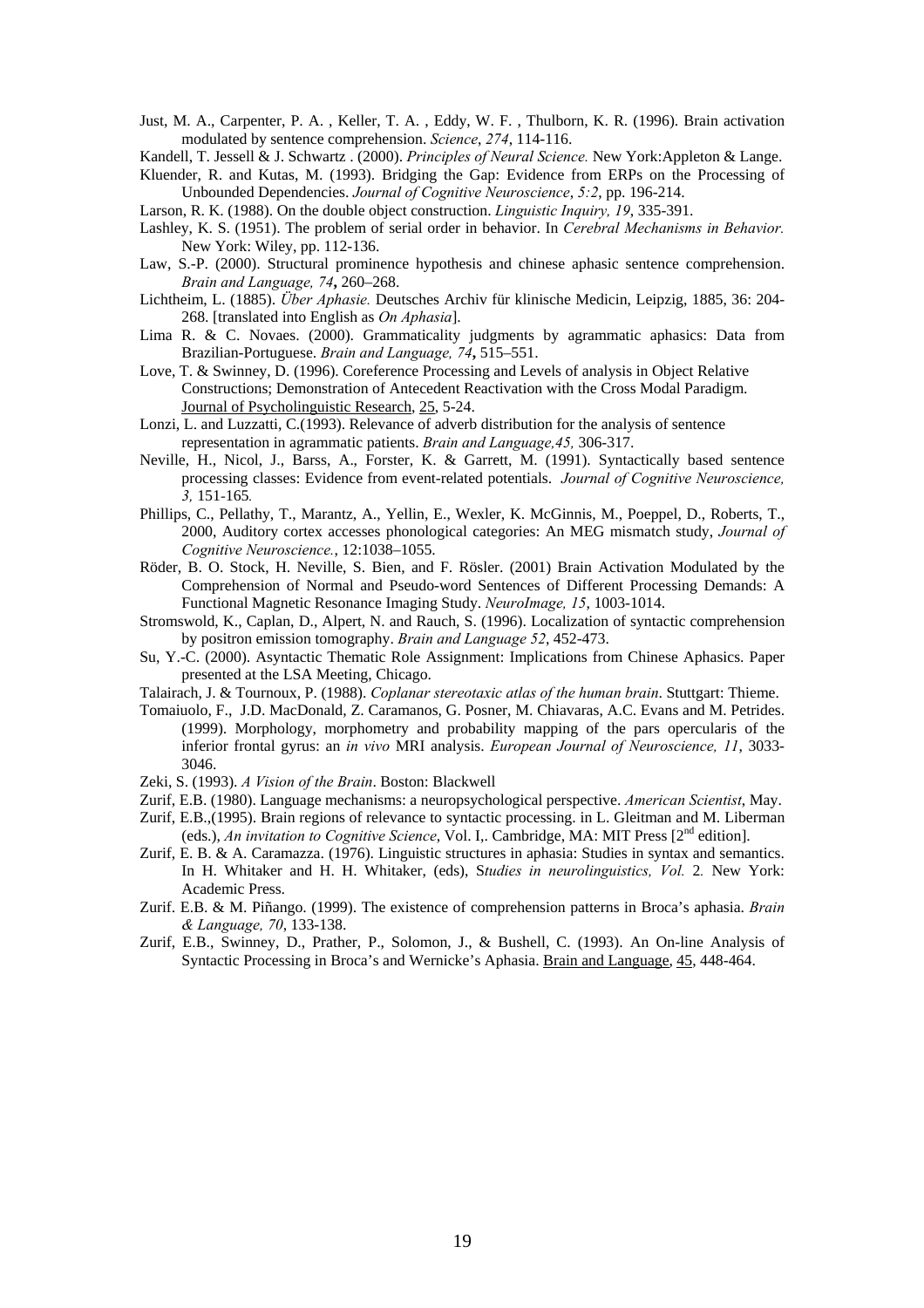Just, M. A., Carpenter, P. A. , Keller, T. A. , Eddy, W. F. , Thulborn, K. R. (1996). Brain activation modulated by sentence comprehension. *Science*, *274*, 114-116.

Kandell, T. Jessell & J. Schwartz . (2000). *Principles of Neural Science.* New York:Appleton & Lange.

Kluender, R. and Kutas, M. (1993). Bridging the Gap: Evidence from ERPs on the Processing of Unbounded Dependencies. *Journal of Cognitive Neuroscience*, *5:2*, pp. 196-214.

Larson, R. K. (1988). On the double object construction. *Linguistic Inquiry, 19*, 335-391.

Lashley, K. S. (1951). The problem of serial order in behavior. In *Cerebral Mechanisms in Behavior.* New York: Wiley, pp. 112-136.

Law, S.-P. (2000). Structural prominence hypothesis and chinese aphasic sentence comprehension. *Brain and Language, 74***,** 260–268.

Lichtheim, L. (1885). *Über Aphasie.* Deutsches Archiv für klinische Medicin, Leipzig, 1885, 36: 204-268. [translated into English as *On Aphasia*].

Lima R. & C. Novaes. (2000). Grammaticality judgments by agrammatic aphasics: Data from Brazilian-Portuguese. *Brain and Language, 74***,** 515–551.

Love, T. & Swinney, D. (1996). Coreference Processing and Levels of analysis in Object Relative Constructions; Demonstration of Antecedent Reactivation with the Cross Modal Paradigm. Journal of Psycholinguistic Research, 25, 5-24.

Lonzi, L. and Luzzatti, C.(1993). Relevance of adverb distribution for the analysis of sentence representation in agrammatic patients. *Brain and Language,45,* 306-317.

Neville, H., Nicol, J., Barss, A., Forster, K. & Garrett, M. (1991). Syntactically based sentence processing classes: Evidence from event-related potentials. *Journal of Cognitive Neuroscience, 3,* 151-165*.*

Phillips, C., Pellathy, T., Marantz, A., Yellin, E., Wexler, K. McGinnis, M., Poeppel, D., Roberts, T., 2000, Auditory cortex accesses phonological categories: An MEG mismatch study, *Journal of Cognitive Neuroscience.*, 12:1038–1055.

Röder, B. O. Stock, H. Neville, S. Bien, and F. Rösler. (2001) Brain Activation Modulated by the Comprehension of Normal and Pseudo-word Sentences of Different Processing Demands: A Functional Magnetic Resonance Imaging Study. *NeuroImage, 15*, 1003-1014.

Stromswold, K., Caplan, D., Alpert, N. and Rauch, S. (1996). Localization of syntactic comprehension by positron emission tomography. *Brain and Language 52*, 452-473.

Su, Y.-C. (2000). Asyntactic Thematic Role Assignment: Implications from Chinese Aphasics. Paper presented at the LSA Meeting, Chicago.

Talairach, J. & Tournoux, P. (1988). *Coplanar stereotaxic atlas of the human brain*. Stuttgart: Thieme.

Tomaiuolo, F., J.D. MacDonald, Z. Caramanos, G. Posner, M. Chiavaras, A.C. Evans and M. Petrides. (1999). Morphology, morphometry and probability mapping of the pars opercularis of the inferior frontal gyrus: an *in vivo* MRI analysis. *European Journal of Neuroscience, 11*, 3033-3046.

Zeki, S. (1993). *A Vision of the Brain*. Boston: Blackwell

Zurif, E.B. (1980). Language mechanisms: a neuropsychological perspective. *American Scientist*, May.

Zurif, E.B.,(1995). Brain regions of relevance to syntactic processing. in L. Gleitman and M. Liberman (eds.), *An invitation to Cognitive Science*, Vol. I,. Cambridge, MA: MIT Press [2nd edition].

Zurif, E. B. & A. Caramazza. (1976). Linguistic structures in aphasia: Studies in syntax and semantics. In H. Whitaker and H. H. Whitaker, (eds), S*tudies in neurolinguistics, Vol.* 2*.* New York: Academic Press.

Zurif. E.B. & M. Piñango. (1999). The existence of comprehension patterns in Broca's aphasia. *Brain & Language, 70*, 133-138.

Zurif, E.B., Swinney, D., Prather, P., Solomon, J., & Bushell, C. (1993). An On-line Analysis of Syntactic Processing in Broca's and Wernicke's Aphasia. Brain and Language, 45, 448-464.